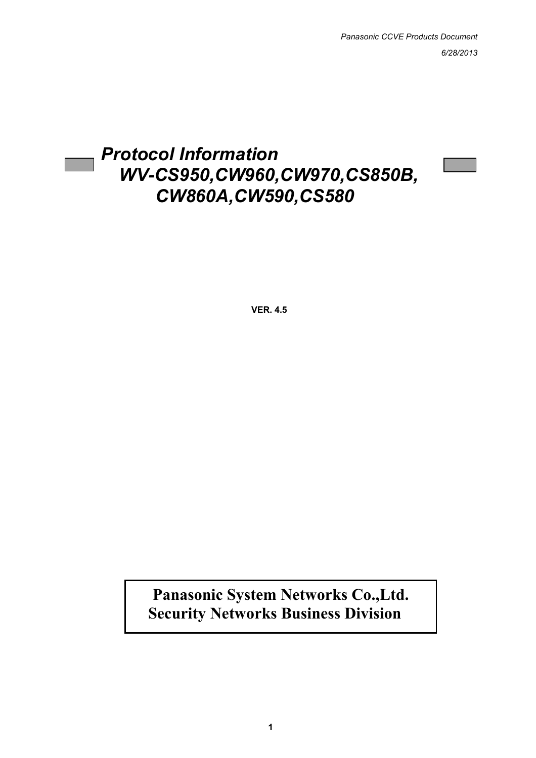Panasonic CCVE Products Document

6/28/2013

# *Protocol Information*
# *WV-CS950,CW960,CW970,CS850B, CW860A,CW590,CS580*

**VER. 4.5**

**Panasonic System Networks Co.,Ltd.**
**Security Networks Business Division**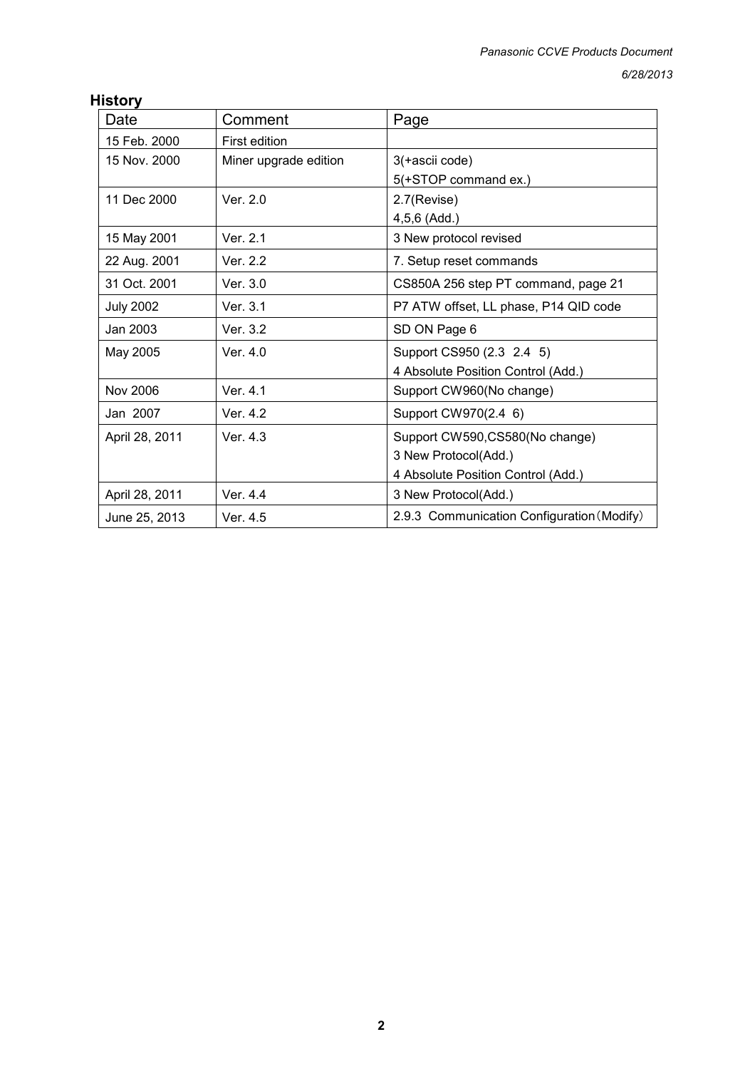## History

| Date | Comment | Page |
|---|---|---|
| 15 Feb. 2000 | First edition | |
| 15 Nov. 2000 | Miner upgrade edition | 3(+ascii code)<br>5(+STOP command ex.) |
| 11 Dec 2000 | Ver. 2.0 | 2.7(Revise)<br>4,5,6 (Add.) |
| 15 May 2001 | Ver. 2.1 | 3 New protocol revised |
| 22 Aug. 2001 | Ver. 2.2 | 7. Setup reset commands |
| 31 Oct. 2001 | Ver. 3.0 | CS850A 256 step PT command, page 21 |
| July 2002 | Ver. 3.1 | P7 ATW offset, LL phase, P14 QID code |
| Jan 2003 | Ver. 3.2 | SD ON Page 6 |
| May 2005 | Ver. 4.0 | Support CS950 (2.3 2.4 5)<br>4 Absolute Position Control (Add.) |
| Nov 2006 | Ver. 4.1 | Support CW960(No change) |
| Jan 2007 | Ver. 4.2 | Support CW970(2.4 6) |
| April 28, 2011 | Ver. 4.3 | Support CW590,CS580(No change)<br>3 New Protocol(Add.)<br>4 Absolute Position Control (Add.) |
| April 28, 2011 | Ver. 4.4 | 3 New Protocol(Add.) |
| June 25, 2013 | Ver. 4.5 | 2.9.3 Communication Configuration（Modify） |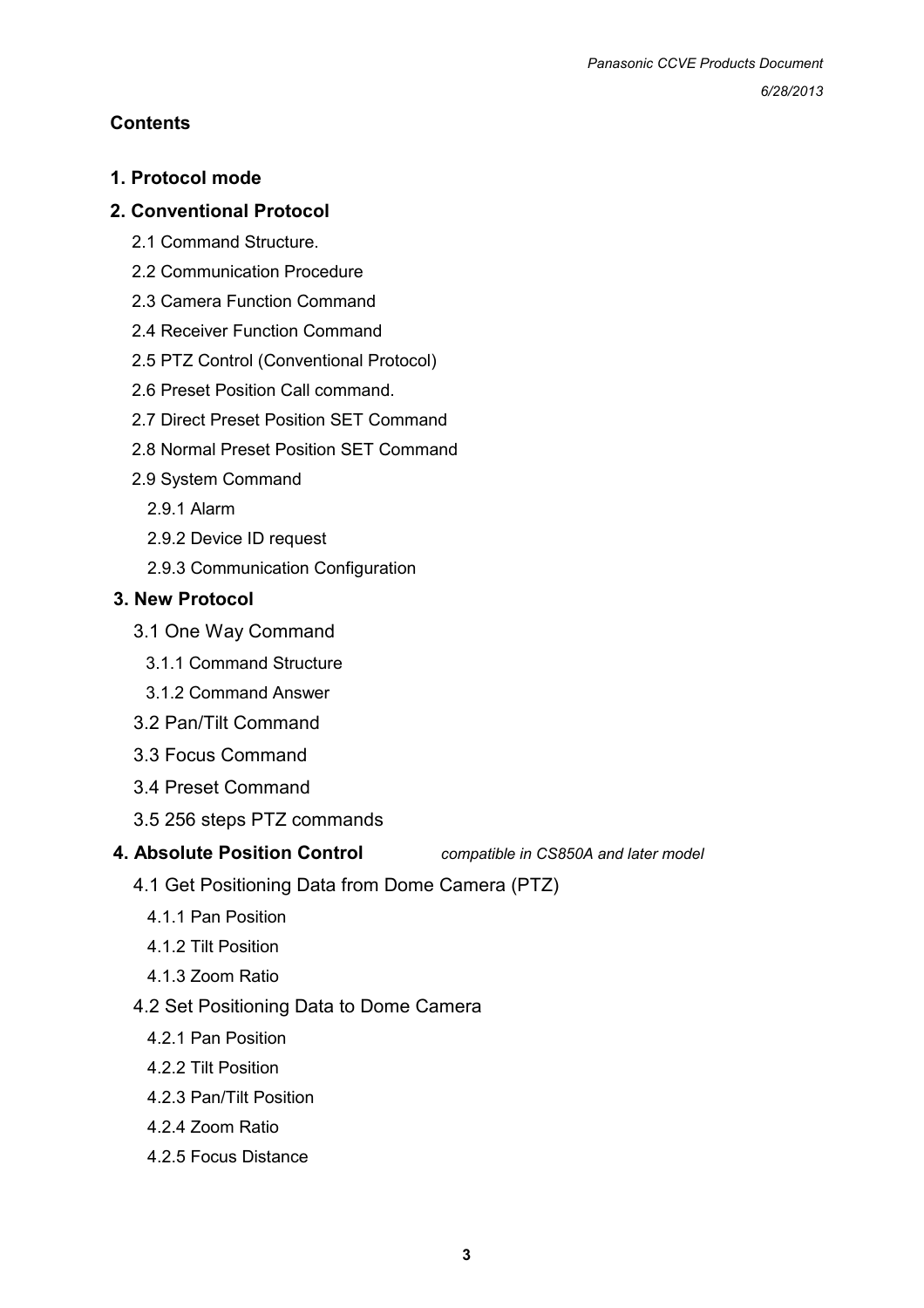**Contents**

**1. Protocol mode**

**2. Conventional Protocol**

- 2.1 Command Structure.
- 2.2 Communication Procedure
- 2.3 Camera Function Command
- 2.4 Receiver Function Command
- 2.5 PTZ Control (Conventional Protocol)
- 2.6 Preset Position Call command.
- 2.7 Direct Preset Position SET Command
- 2.8 Normal Preset Position SET Command
- 2.9 System Command
  - 2.9.1 Alarm
  - 2.9.2 Device ID request
  - 2.9.3 Communication Configuration

**3. New Protocol**

- 3.1 One Way Command
  - 3.1.1 Command Structure
  - 3.1.2 Command Answer
- 3.2 Pan/Tilt Command
- 3.3 Focus Command
- 3.4 Preset Command
- 3.5 256 steps PTZ commands

**4. Absolute Position Control** *compatible in CS850A and later model*

- 4.1 Get Positioning Data from Dome Camera (PTZ)
  - 4.1.1 Pan Position
  - 4.1.2 Tilt Position
  - 4.1.3 Zoom Ratio
- 4.2 Set Positioning Data to Dome Camera
  - 4.2.1 Pan Position
  - 4.2.2 Tilt Position
  - 4.2.3 Pan/Tilt Position
  - 4.2.4 Zoom Ratio
  - 4.2.5 Focus Distance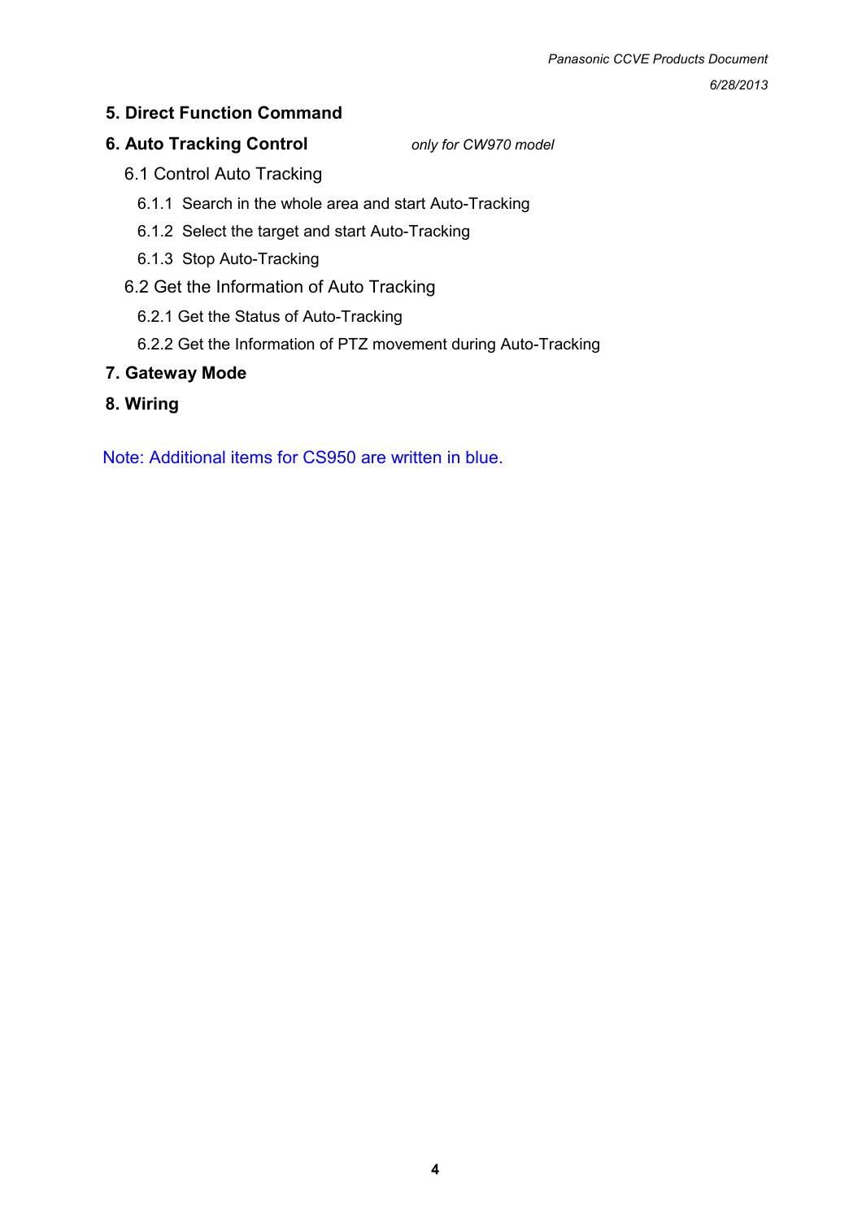**5. Direct Function Command**

**6. Auto Tracking Control** *only for CW970 model*

6.1 Control Auto Tracking

6.1.1 Search in the whole area and start Auto-Tracking

6.1.2 Select the target and start Auto-Tracking

6.1.3 Stop Auto-Tracking

6.2 Get the Information of Auto Tracking

6.2.1 Get the Status of Auto-Tracking

6.2.2 Get the Information of PTZ movement during Auto-Tracking

**7. Gateway Mode**

**8. Wiring**

Note: Additional items for CS950 are written in blue.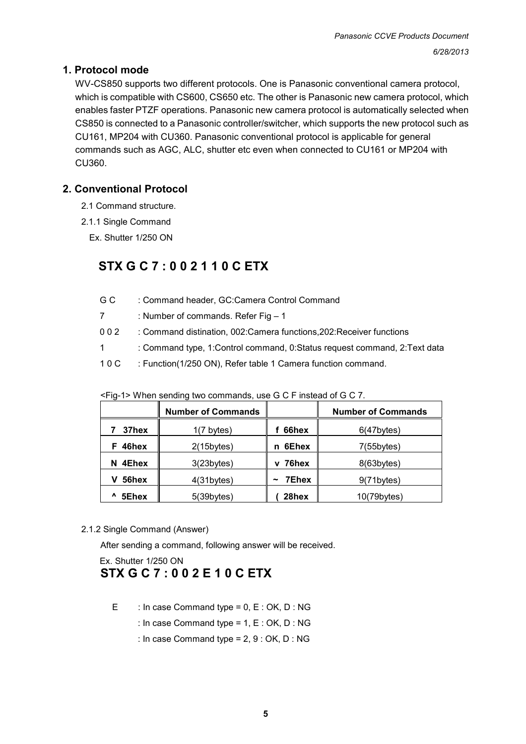## 1. Protocol mode

WV-CS850 supports two different protocols. One is Panasonic conventional camera protocol, which is compatible with CS600, CS650 etc. The other is Panasonic new camera protocol, which enables faster PTZF operations. Panasonic new camera protocol is automatically selected when CS850 is connected to a Panasonic controller/switcher, which supports the new protocol such as CU161, MP204 with CU360. Panasonic conventional protocol is applicable for general commands such as AGC, ALC, shutter etc even when connected to CU161 or MP204 with CU360.

## 2. Conventional Protocol

2.1 Command structure.

2.1.1 Single Command

Ex. Shutter 1/250 ON

### STX G C 7 : 0 0 2 1 1 0 C ETX

G C : Command header, GC:Camera Control Command

7 : Number of commands. Refer Fig – 1

0 0 2 : Command distination, 002:Camera functions,202:Receiver functions

1 : Command type, 1:Control command, 0:Status request command, 2:Text data

1 0 C : Function(1/250 ON), Refer table 1 Camera function command.

<Fig-1> When sending two commands, use G C F instead of G C 7.

| | Number of Commands | | Number of Commands |
|---|---|---|---|
| **7 37hex** | 1(7 bytes) | **f 66hex** | 6(47bytes) |
| **F 46hex** | 2(15bytes) | **n 6Ehex** | 7(55bytes) |
| **N 4Ehex** | 3(23bytes) | **v 76hex** | 8(63bytes) |
| **V 56hex** | 4(31bytes) | **~ 7Ehex** | 9(71bytes) |
| **^ 5Ehex** | 5(39bytes) | **( 28hex** | 10(79bytes) |

2.1.2 Single Command (Answer)

After sending a command, following answer will be received.

Ex. Shutter 1/250 ON

### STX G C 7 : 0 0 2 E 1 0 C ETX

E : In case Command type = 0, E : OK, D : NG

: In case Command type = 1, E : OK, D : NG

: In case Command type = 2, 9 : OK, D : NG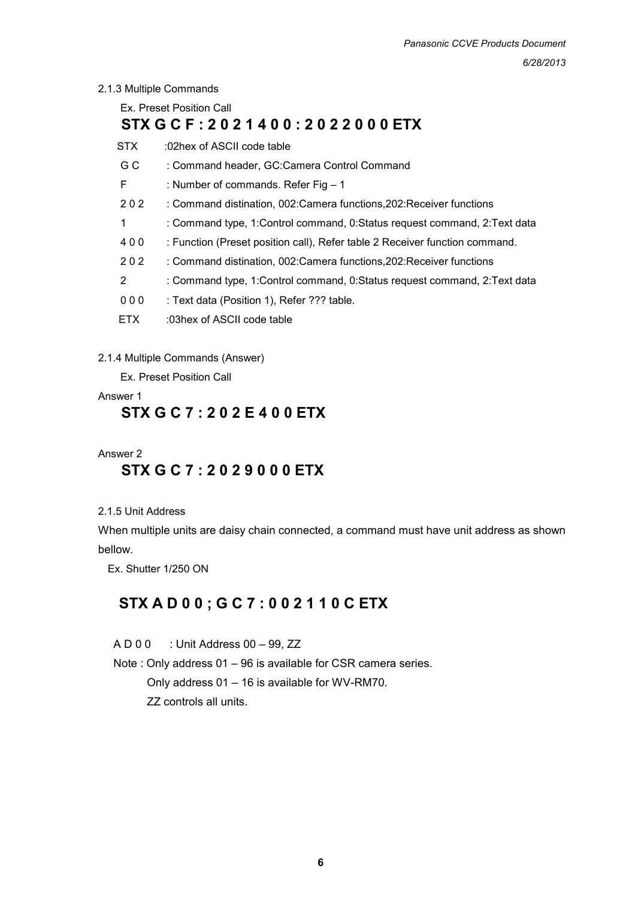### 2.1.3 Multiple Commands

Ex. Preset Position Call

**STX G C F : 2 0 2 1 4 0 0 : 2 0 2 2 0 0 0 ETX**

| | |
|---|---|
| STX | :02hex of ASCII code table |
| G C | : Command header, GC:Camera Control Command |
| F | : Number of commands. Refer Fig – 1 |
| 2 0 2 | : Command distination, 002:Camera functions,202:Receiver functions |
| 1 | : Command type, 1:Control command, 0:Status request command, 2:Text data |
| 4 0 0 | : Function (Preset position call), Refer table 2 Receiver function command. |
| 2 0 2 | : Command distination, 002:Camera functions,202:Receiver functions |
| 2 | : Command type, 1:Control command, 0:Status request command, 2:Text data |
| 0 0 0 | : Text data (Position 1), Refer ??? table. |
| ETX | :03hex of ASCII code table |

### 2.1.4 Multiple Commands (Answer)

Ex. Preset Position Call

Answer 1

**STX G C 7 : 2 0 2 E 4 0 0 ETX**

Answer 2

**STX G C 7 : 2 0 2 9 0 0 0 ETX**

### 2.1.5 Unit Address

When multiple units are daisy chain connected, a command must have unit address as shown bellow.

Ex. Shutter 1/250 ON

**STX A D 0 0 ; G C 7 : 0 0 2 1 1 0 C ETX**

A D 0 0 : Unit Address 00 – 99, ZZ

Note : Only address 01 – 96 is available for CSR camera series.

Only address 01 – 16 is available for WV-RM70.

ZZ controls all units.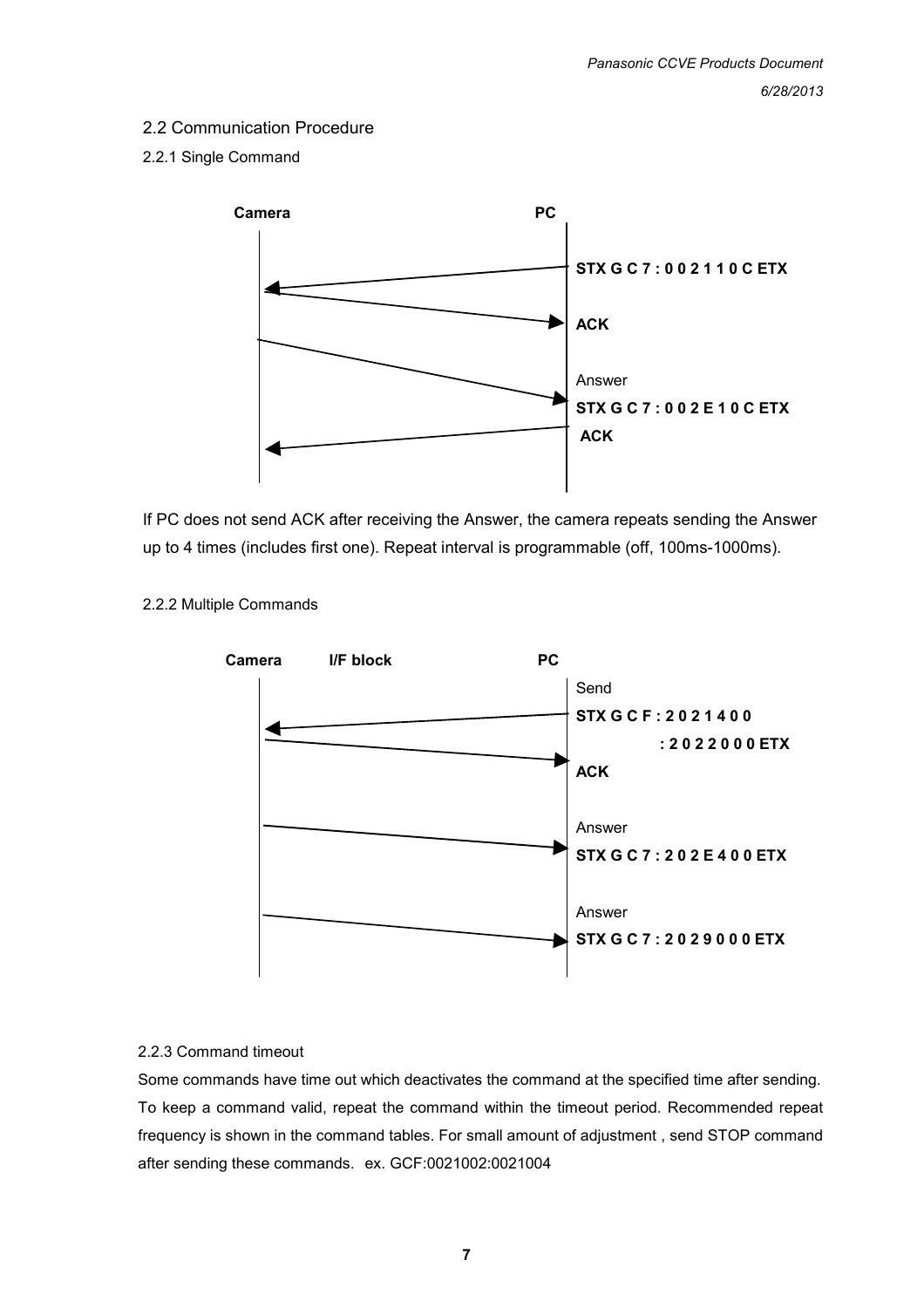## 2.2 Communication Procedure

### 2.2.1 Single Command

Camera　　　　　　　　　　　　PC

**STX G C 7 : 0 0 2 1 1 0 C ETX**

**ACK**

Answer

**STX G C 7 : 0 0 2 E 1 0 C ETX**

**ACK**

If PC does not send ACK after receiving the Answer, the camera repeats sending the Answer up to 4 times (includes first one). Repeat interval is programmable (off, 100ms-1000ms).

### 2.2.2 Multiple Commands

Camera　　　I/F block　　　　　　PC

Send

**STX G C F : 2 0 2 1 4 0 0**

**: 2 0 2 2 0 0 0 ETX**

**ACK**

Answer

**STX G C 7 : 2 0 2 E 4 0 0 ETX**

Answer

**STX G C 7 : 2 0 2 9 0 0 0 ETX**

### 2.2.3 Command timeout

Some commands have time out which deactivates the command at the specified time after sending. To keep a command valid, repeat the command within the timeout period. Recommended repeat frequency is shown in the command tables. For small amount of adjustment , send STOP command after sending these commands. ex. GCF:0021002:0021004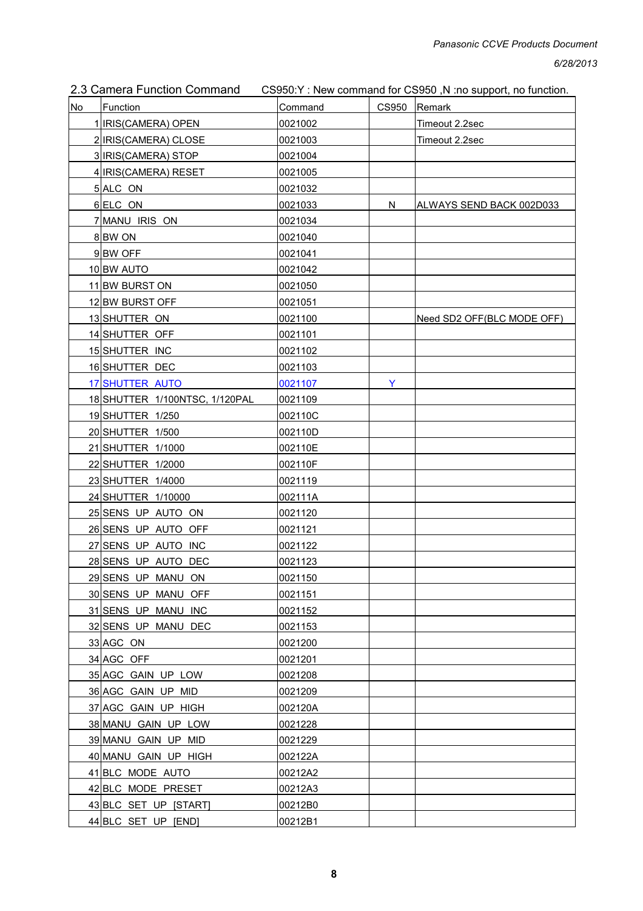## 2.3 Camera Function Command

CS950:Y : New command for CS950 ,N :no support, no function.

| No | Function | Command | CS950 | Remark |
|---|---|---|---|---|
| 1 | IRIS(CAMERA) OPEN | 0021002 | | Timeout 2.2sec |
| 2 | IRIS(CAMERA) CLOSE | 0021003 | | Timeout 2.2sec |
| 3 | IRIS(CAMERA) STOP | 0021004 | | |
| 4 | IRIS(CAMERA) RESET | 0021005 | | |
| 5 | ALC ON | 0021032 | | |
| 6 | ELC ON | 0021033 | N | ALWAYS SEND BACK 002D033 |
| 7 | MANU IRIS ON | 0021034 | | |
| 8 | BW ON | 0021040 | | |
| 9 | BW OFF | 0021041 | | |
| 10 | BW AUTO | 0021042 | | |
| 11 | BW BURST ON | 0021050 | | |
| 12 | BW BURST OFF | 0021051 | | |
| 13 | SHUTTER ON | 0021100 | | Need SD2 OFF(BLC MODE OFF) |
| 14 | SHUTTER OFF | 0021101 | | |
| 15 | SHUTTER INC | 0021102 | | |
| 16 | SHUTTER DEC | 0021103 | | |
| 17 | SHUTTER AUTO | 0021107 | Y | |
| 18 | SHUTTER 1/100NTSC, 1/120PAL | 0021109 | | |
| 19 | SHUTTER 1/250 | 002110C | | |
| 20 | SHUTTER 1/500 | 002110D | | |
| 21 | SHUTTER 1/1000 | 002110E | | |
| 22 | SHUTTER 1/2000 | 002110F | | |
| 23 | SHUTTER 1/4000 | 0021119 | | |
| 24 | SHUTTER 1/10000 | 002111A | | |
| 25 | SENS UP AUTO ON | 0021120 | | |
| 26 | SENS UP AUTO OFF | 0021121 | | |
| 27 | SENS UP AUTO INC | 0021122 | | |
| 28 | SENS UP AUTO DEC | 0021123 | | |
| 29 | SENS UP MANU ON | 0021150 | | |
| 30 | SENS UP MANU OFF | 0021151 | | |
| 31 | SENS UP MANU INC | 0021152 | | |
| 32 | SENS UP MANU DEC | 0021153 | | |
| 33 | AGC ON | 0021200 | | |
| 34 | AGC OFF | 0021201 | | |
| 35 | AGC GAIN UP LOW | 0021208 | | |
| 36 | AGC GAIN UP MID | 0021209 | | |
| 37 | AGC GAIN UP HIGH | 002120A | | |
| 38 | MANU GAIN UP LOW | 0021228 | | |
| 39 | MANU GAIN UP MID | 0021229 | | |
| 40 | MANU GAIN UP HIGH | 002122A | | |
| 41 | BLC MODE AUTO | 00212A2 | | |
| 42 | BLC MODE PRESET | 00212A3 | | |
| 43 | BLC SET UP [START] | 00212B0 | | |
| 44 | BLC SET UP [END] | 00212B1 | | |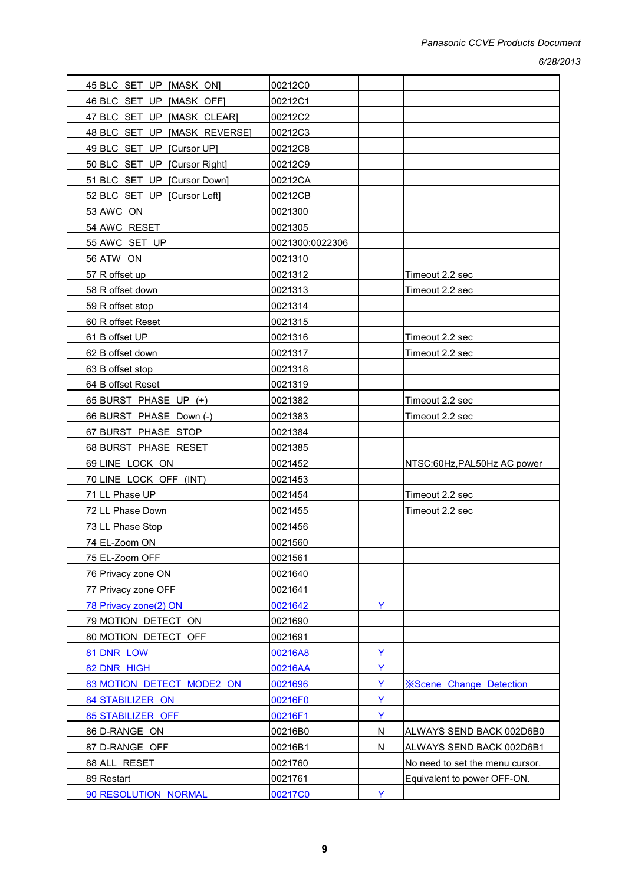| | | | | |
|---|---|---|---|---|
| 45 | BLC SET UP [MASK ON] | 00212C0 | | |
| 46 | BLC SET UP [MASK OFF] | 00212C1 | | |
| 47 | BLC SET UP [MASK CLEAR] | 00212C2 | | |
| 48 | BLC SET UP [MASK REVERSE] | 00212C3 | | |
| 49 | BLC SET UP [Cursor UP] | 00212C8 | | |
| 50 | BLC SET UP [Cursor Right] | 00212C9 | | |
| 51 | BLC SET UP [Cursor Down] | 00212CA | | |
| 52 | BLC SET UP [Cursor Left] | 00212CB | | |
| 53 | AWC ON | 0021300 | | |
| 54 | AWC RESET | 0021305 | | |
| 55 | AWC SET UP | 0021300:0022306 | | |
| 56 | ATW ON | 0021310 | | |
| 57 | R offset up | 0021312 | | Timeout 2.2 sec |
| 58 | R offset down | 0021313 | | Timeout 2.2 sec |
| 59 | R offset stop | 0021314 | | |
| 60 | R offset Reset | 0021315 | | |
| 61 | B offset UP | 0021316 | | Timeout 2.2 sec |
| 62 | B offset down | 0021317 | | Timeout 2.2 sec |
| 63 | B offset stop | 0021318 | | |
| 64 | B offset Reset | 0021319 | | |
| 65 | BURST PHASE UP (+) | 0021382 | | Timeout 2.2 sec |
| 66 | BURST PHASE Down (-) | 0021383 | | Timeout 2.2 sec |
| 67 | BURST PHASE STOP | 0021384 | | |
| 68 | BURST PHASE RESET | 0021385 | | |
| 69 | LINE LOCK ON | 0021452 | | NTSC:60Hz,PAL50Hz AC power |
| 70 | LINE LOCK OFF (INT) | 0021453 | | |
| 71 | LL Phase UP | 0021454 | | Timeout 2.2 sec |
| 72 | LL Phase Down | 0021455 | | Timeout 2.2 sec |
| 73 | LL Phase Stop | 0021456 | | |
| 74 | EL-Zoom ON | 0021560 | | |
| 75 | EL-Zoom OFF | 0021561 | | |
| 76 | Privacy zone ON | 0021640 | | |
| 77 | Privacy zone OFF | 0021641 | | |
| 78 | Privacy zone(2) ON | 0021642 | Y | |
| 79 | MOTION DETECT ON | 0021690 | | |
| 80 | MOTION DETECT OFF | 0021691 | | |
| 81 | DNR LOW | 00216A8 | Y | |
| 82 | DNR HIGH | 00216AA | Y | |
| 83 | MOTION DETECT MODE2 ON | 0021696 | Y | ※Scene Change Detection |
| 84 | STABILIZER ON | 00216F0 | Y | |
| 85 | STABILIZER OFF | 00216F1 | Y | |
| 86 | D-RANGE ON | 00216B0 | N | ALWAYS SEND BACK 002D6B0 |
| 87 | D-RANGE OFF | 00216B1 | N | ALWAYS SEND BACK 002D6B1 |
| 88 | ALL RESET | 0021760 | | No need to set the menu cursor. |
| 89 | Restart | 0021761 | | Equivalent to power OFF-ON. |
| 90 | RESOLUTION NORMAL | 00217C0 | Y | |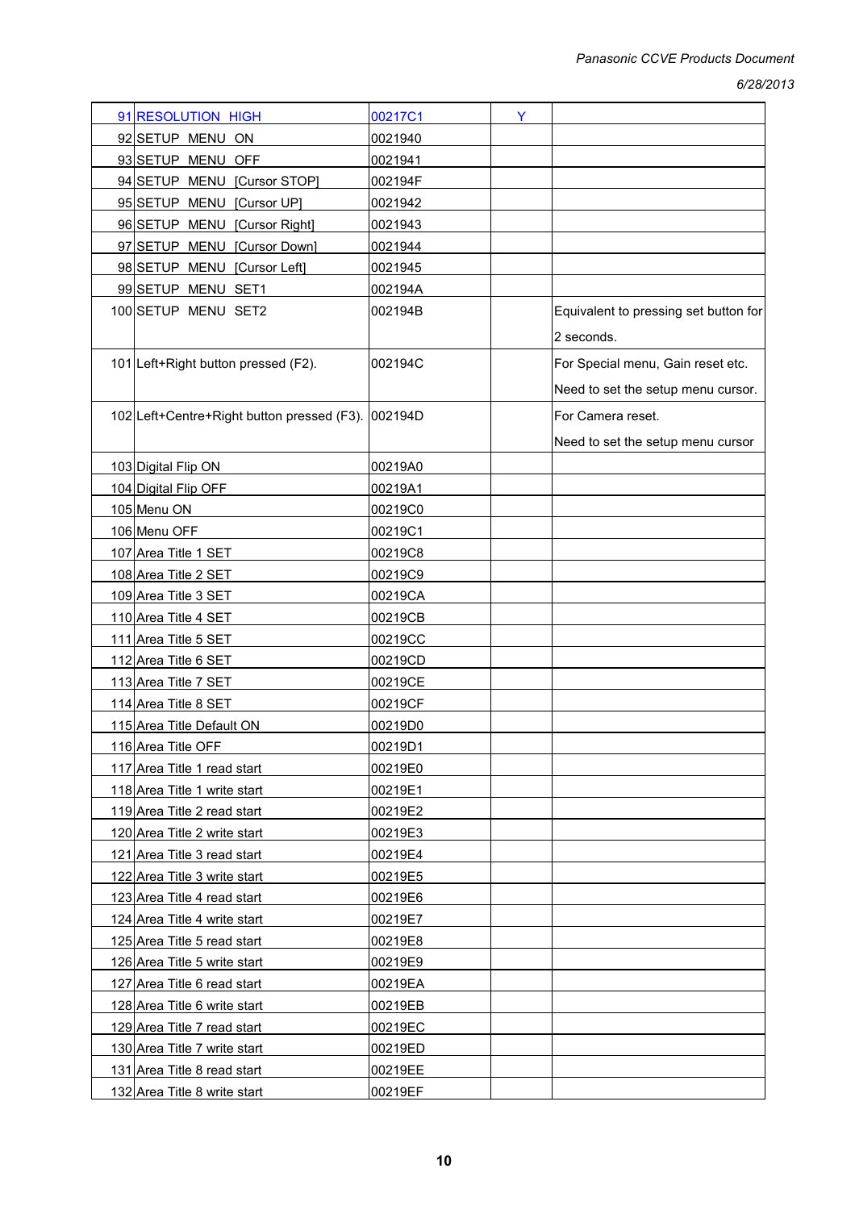| | | | | |
|---|---|---|---|---|
| 91 | RESOLUTION HIGH | 00217C1 | Y | |
| 92 | SETUP MENU ON | 0021940 | | |
| 93 | SETUP MENU OFF | 0021941 | | |
| 94 | SETUP MENU [Cursor STOP] | 002194F | | |
| 95 | SETUP MENU [Cursor UP] | 0021942 | | |
| 96 | SETUP MENU [Cursor Right] | 0021943 | | |
| 97 | SETUP MENU [Cursor Down] | 0021944 | | |
| 98 | SETUP MENU [Cursor Left] | 0021945 | | |
| 99 | SETUP MENU SET1 | 002194A | | |
| 100 | SETUP MENU SET2 | 002194B | | Equivalent to pressing set button for 2 seconds. |
| 101 | Left+Right button pressed (F2). | 002194C | | For Special menu, Gain reset etc. Need to set the setup menu cursor. |
| 102 | Left+Centre+Right button pressed (F3). | 002194D | | For Camera reset. Need to set the setup menu cursor |
| 103 | Digital Flip ON | 00219A0 | | |
| 104 | Digital Flip OFF | 00219A1 | | |
| 105 | Menu ON | 00219C0 | | |
| 106 | Menu OFF | 00219C1 | | |
| 107 | Area Title 1 SET | 00219C8 | | |
| 108 | Area Title 2 SET | 00219C9 | | |
| 109 | Area Title 3 SET | 00219CA | | |
| 110 | Area Title 4 SET | 00219CB | | |
| 111 | Area Title 5 SET | 00219CC | | |
| 112 | Area Title 6 SET | 00219CD | | |
| 113 | Area Title 7 SET | 00219CE | | |
| 114 | Area Title 8 SET | 00219CF | | |
| 115 | Area Title Default ON | 00219D0 | | |
| 116 | Area Title OFF | 00219D1 | | |
| 117 | Area Title 1 read start | 00219E0 | | |
| 118 | Area Title 1 write start | 00219E1 | | |
| 119 | Area Title 2 read start | 00219E2 | | |
| 120 | Area Title 2 write start | 00219E3 | | |
| 121 | Area Title 3 read start | 00219E4 | | |
| 122 | Area Title 3 write start | 00219E5 | | |
| 123 | Area Title 4 read start | 00219E6 | | |
| 124 | Area Title 4 write start | 00219E7 | | |
| 125 | Area Title 5 read start | 00219E8 | | |
| 126 | Area Title 5 write start | 00219E9 | | |
| 127 | Area Title 6 read start | 00219EA | | |
| 128 | Area Title 6 write start | 00219EB | | |
| 129 | Area Title 7 read start | 00219EC | | |
| 130 | Area Title 7 write start | 00219ED | | |
| 131 | Area Title 8 read start | 00219EE | | |
| 132 | Area Title 8 write start | 00219EF | | |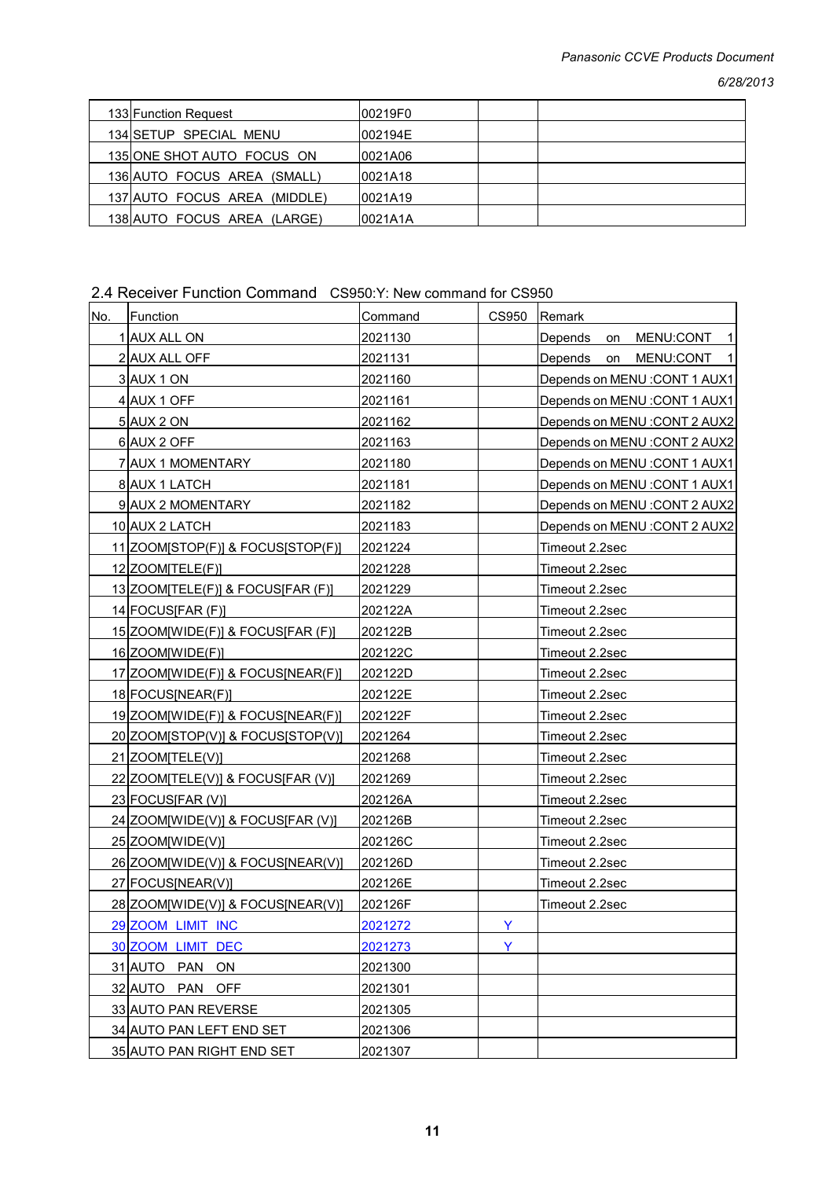| 133 | Function Request | 00219F0 | | |
|---|---|---|---|---|
| 134 | SETUP SPECIAL MENU | 002194E | | |
| 135 | ONE SHOT AUTO FOCUS ON | 0021A06 | | |
| 136 | AUTO FOCUS AREA (SMALL) | 0021A18 | | |
| 137 | AUTO FOCUS AREA (MIDDLE) | 0021A19 | | |
| 138 | AUTO FOCUS AREA (LARGE) | 0021A1A | | |

## 2.4 Receiver Function Command   CS950:Y: New command for CS950

| No. | Function | Command | CS950 | Remark |
|---|---|---|---|---|
| 1 | AUX ALL ON | 2021130 | | Depends on MENU:CONT 1 |
| 2 | AUX ALL OFF | 2021131 | | Depends on MENU:CONT 1 |
| 3 | AUX 1 ON | 2021160 | | Depends on MENU :CONT 1 AUX1 |
| 4 | AUX 1 OFF | 2021161 | | Depends on MENU :CONT 1 AUX1 |
| 5 | AUX 2 ON | 2021162 | | Depends on MENU :CONT 2 AUX2 |
| 6 | AUX 2 OFF | 2021163 | | Depends on MENU :CONT 2 AUX2 |
| 7 | AUX 1 MOMENTARY | 2021180 | | Depends on MENU :CONT 1 AUX1 |
| 8 | AUX 1 LATCH | 2021181 | | Depends on MENU :CONT 1 AUX1 |
| 9 | AUX 2 MOMENTARY | 2021182 | | Depends on MENU :CONT 2 AUX2 |
| 10 | AUX 2 LATCH | 2021183 | | Depends on MENU :CONT 2 AUX2 |
| 11 | ZOOM[STOP(F)] & FOCUS[STOP(F)] | 2021224 | | Timeout 2.2sec |
| 12 | ZOOM[TELE(F)] | 2021228 | | Timeout 2.2sec |
| 13 | ZOOM[TELE(F)] & FOCUS[FAR (F)] | 2021229 | | Timeout 2.2sec |
| 14 | FOCUS[FAR (F)] | 202122A | | Timeout 2.2sec |
| 15 | ZOOM[WIDE(F)] & FOCUS[FAR (F)] | 202122B | | Timeout 2.2sec |
| 16 | ZOOM[WIDE(F)] | 202122C | | Timeout 2.2sec |
| 17 | ZOOM[WIDE(F)] & FOCUS[NEAR(F)] | 202122D | | Timeout 2.2sec |
| 18 | FOCUS[NEAR(F)] | 202122E | | Timeout 2.2sec |
| 19 | ZOOM[WIDE(F)] & FOCUS[NEAR(F)] | 202122F | | Timeout 2.2sec |
| 20 | ZOOM[STOP(V)] & FOCUS[STOP(V)] | 2021264 | | Timeout 2.2sec |
| 21 | ZOOM[TELE(V)] | 2021268 | | Timeout 2.2sec |
| 22 | ZOOM[TELE(V)] & FOCUS[FAR (V)] | 2021269 | | Timeout 2.2sec |
| 23 | FOCUS[FAR (V)] | 202126A | | Timeout 2.2sec |
| 24 | ZOOM[WIDE(V)] & FOCUS[FAR (V)] | 202126B | | Timeout 2.2sec |
| 25 | ZOOM[WIDE(V)] | 202126C | | Timeout 2.2sec |
| 26 | ZOOM[WIDE(V)] & FOCUS[NEAR(V)] | 202126D | | Timeout 2.2sec |
| 27 | FOCUS[NEAR(V)] | 202126E | | Timeout 2.2sec |
| 28 | ZOOM[WIDE(V)] & FOCUS[NEAR(V)] | 202126F | | Timeout 2.2sec |
| 29 | ZOOM LIMIT INC | 2021272 | Y | |
| 30 | ZOOM LIMIT DEC | 2021273 | Y | |
| 31 | AUTO PAN ON | 2021300 | | |
| 32 | AUTO PAN OFF | 2021301 | | |
| 33 | AUTO PAN REVERSE | 2021305 | | |
| 34 | AUTO PAN LEFT END SET | 2021306 | | |
| 35 | AUTO PAN RIGHT END SET | 2021307 | | |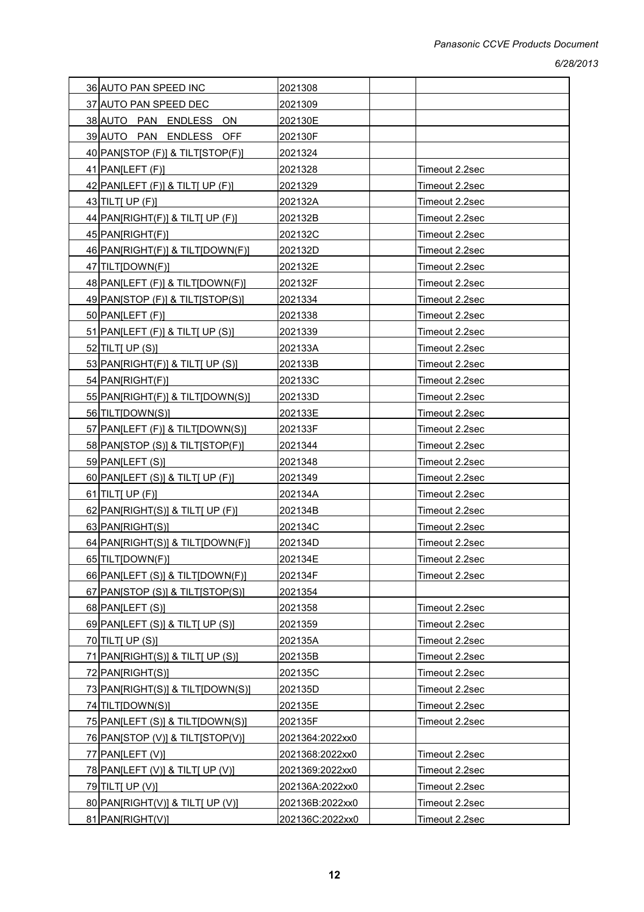| | | | | |
|---|---|---|---|---|
| 36 | AUTO PAN SPEED INC | 2021308 | | |
| 37 | AUTO PAN SPEED DEC | 2021309 | | |
| 38 | AUTO PAN ENDLESS ON | 202130E | | |
| 39 | AUTO PAN ENDLESS OFF | 202130F | | |
| 40 | PAN[STOP (F)] & TILT[STOP(F)] | 2021324 | | |
| 41 | PAN[LEFT (F)] | 2021328 | | Timeout 2.2sec |
| 42 | PAN[LEFT (F)] & TILT[ UP (F)] | 2021329 | | Timeout 2.2sec |
| 43 | TILT[ UP (F)] | 202132A | | Timeout 2.2sec |
| 44 | PAN[RIGHT(F)] & TILT[ UP (F)] | 202132B | | Timeout 2.2sec |
| 45 | PAN[RIGHT(F)] | 202132C | | Timeout 2.2sec |
| 46 | PAN[RIGHT(F)] & TILT[DOWN(F)] | 202132D | | Timeout 2.2sec |
| 47 | TILT[DOWN(F)] | 202132E | | Timeout 2.2sec |
| 48 | PAN[LEFT (F)] & TILT[DOWN(F)] | 202132F | | Timeout 2.2sec |
| 49 | PAN[STOP (F)] & TILT[STOP(S)] | 2021334 | | Timeout 2.2sec |
| 50 | PAN[LEFT (F)] | 2021338 | | Timeout 2.2sec |
| 51 | PAN[LEFT (F)] & TILT[ UP (S)] | 2021339 | | Timeout 2.2sec |
| 52 | TILT[ UP (S)] | 202133A | | Timeout 2.2sec |
| 53 | PAN[RIGHT(F)] & TILT[ UP (S)] | 202133B | | Timeout 2.2sec |
| 54 | PAN[RIGHT(F)] | 202133C | | Timeout 2.2sec |
| 55 | PAN[RIGHT(F)] & TILT[DOWN(S)] | 202133D | | Timeout 2.2sec |
| 56 | TILT[DOWN(S)] | 202133E | | Timeout 2.2sec |
| 57 | PAN[LEFT (F)] & TILT[DOWN(S)] | 202133F | | Timeout 2.2sec |
| 58 | PAN[STOP (S)] & TILT[STOP(F)] | 2021344 | | Timeout 2.2sec |
| 59 | PAN[LEFT (S)] | 2021348 | | Timeout 2.2sec |
| 60 | PAN[LEFT (S)] & TILT[ UP (F)] | 2021349 | | Timeout 2.2sec |
| 61 | TILT[ UP (F)] | 202134A | | Timeout 2.2sec |
| 62 | PAN[RIGHT(S)] & TILT[ UP (F)] | 202134B | | Timeout 2.2sec |
| 63 | PAN[RIGHT(S)] | 202134C | | Timeout 2.2sec |
| 64 | PAN[RIGHT(S)] & TILT[DOWN(F)] | 202134D | | Timeout 2.2sec |
| 65 | TILT[DOWN(F)] | 202134E | | Timeout 2.2sec |
| 66 | PAN[LEFT (S)] & TILT[DOWN(F)] | 202134F | | Timeout 2.2sec |
| 67 | PAN[STOP (S)] & TILT[STOP(S)] | 2021354 | | |
| 68 | PAN[LEFT (S)] | 2021358 | | Timeout 2.2sec |
| 69 | PAN[LEFT (S)] & TILT[ UP (S)] | 2021359 | | Timeout 2.2sec |
| 70 | TILT[ UP (S)] | 202135A | | Timeout 2.2sec |
| 71 | PAN[RIGHT(S)] & TILT[ UP (S)] | 202135B | | Timeout 2.2sec |
| 72 | PAN[RIGHT(S)] | 202135C | | Timeout 2.2sec |
| 73 | PAN[RIGHT(S)] & TILT[DOWN(S)] | 202135D | | Timeout 2.2sec |
| 74 | TILT[DOWN(S)] | 202135E | | Timeout 2.2sec |
| 75 | PAN[LEFT (S)] & TILT[DOWN(S)] | 202135F | | Timeout 2.2sec |
| 76 | PAN[STOP (V)] & TILT[STOP(V)] | 2021364:2022xx0 | | |
| 77 | PAN[LEFT (V)] | 2021368:2022xx0 | | Timeout 2.2sec |
| 78 | PAN[LEFT (V)] & TILT[ UP (V)] | 2021369:2022xx0 | | Timeout 2.2sec |
| 79 | TILT[ UP (V)] | 202136A:2022xx0 | | Timeout 2.2sec |
| 80 | PAN[RIGHT(V)] & TILT[ UP (V)] | 202136B:2022xx0 | | Timeout 2.2sec |
| 81 | PAN[RIGHT(V)] | 202136C:2022xx0 | | Timeout 2.2sec |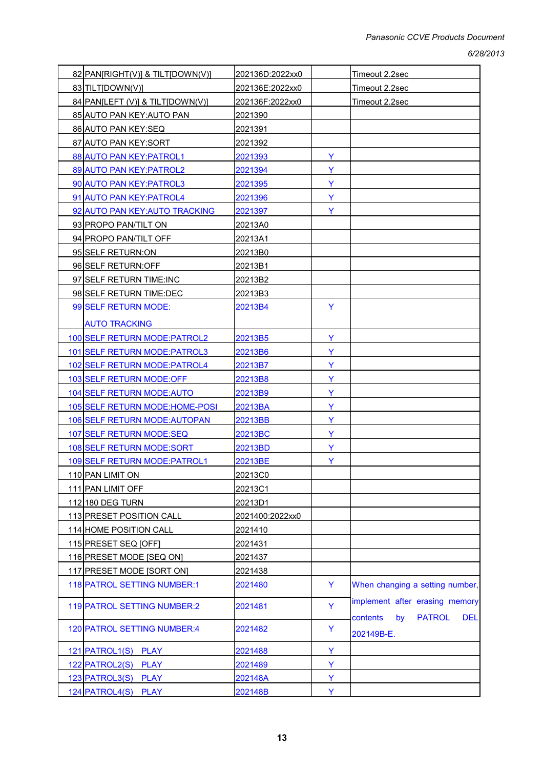| | | | | |
|---|---|---|---|---|
| 82 | PAN[RIGHT(V)] & TILT[DOWN(V)] | 202136D:2022xx0 | | Timeout 2.2sec |
| 83 | TILT[DOWN(V)] | 202136E:2022xx0 | | Timeout 2.2sec |
| 84 | PAN[LEFT (V)] & TILT[DOWN(V)] | 202136F:2022xx0 | | Timeout 2.2sec |
| 85 | AUTO PAN KEY:AUTO PAN | 2021390 | | |
| 86 | AUTO PAN KEY:SEQ | 2021391 | | |
| 87 | AUTO PAN KEY:SORT | 2021392 | | |
| 88 | AUTO PAN KEY:PATROL1 | 2021393 | Y | |
| 89 | AUTO PAN KEY:PATROL2 | 2021394 | Y | |
| 90 | AUTO PAN KEY:PATROL3 | 2021395 | Y | |
| 91 | AUTO PAN KEY:PATROL4 | 2021396 | Y | |
| 92 | AUTO PAN KEY:AUTO TRACKING | 2021397 | Y | |
| 93 | PROPO PAN/TILT ON | 20213A0 | | |
| 94 | PROPO PAN/TILT OFF | 20213A1 | | |
| 95 | SELF RETURN:ON | 20213B0 | | |
| 96 | SELF RETURN:OFF | 20213B1 | | |
| 97 | SELF RETURN TIME:INC | 20213B2 | | |
| 98 | SELF RETURN TIME:DEC | 20213B3 | | |
| 99 | SELF RETURN MODE: AUTO TRACKING | 20213B4 | Y | |
| 100 | SELF RETURN MODE:PATROL2 | 20213B5 | Y | |
| 101 | SELF RETURN MODE:PATROL3 | 20213B6 | Y | |
| 102 | SELF RETURN MODE:PATROL4 | 20213B7 | Y | |
| 103 | SELF RETURN MODE:OFF | 20213B8 | Y | |
| 104 | SELF RETURN MODE:AUTO | 20213B9 | Y | |
| 105 | SELF RETURN MODE:HOME-POSI | 20213BA | Y | |
| 106 | SELF RETURN MODE:AUTOPAN | 20213BB | Y | |
| 107 | SELF RETURN MODE:SEQ | 20213BC | Y | |
| 108 | SELF RETURN MODE:SORT | 20213BD | Y | |
| 109 | SELF RETURN MODE:PATROL1 | 20213BE | Y | |
| 110 | PAN LIMIT ON | 20213C0 | | |
| 111 | PAN LIMIT OFF | 20213C1 | | |
| 112 | 180 DEG TURN | 20213D1 | | |
| 113 | PRESET POSITION CALL | 2021400:2022xx0 | | |
| 114 | HOME POSITION CALL | 2021410 | | |
| 115 | PRESET SEQ [OFF] | 2021431 | | |
| 116 | PRESET MODE [SEQ ON] | 2021437 | | |
| 117 | PRESET MODE [SORT ON] | 2021438 | | |
| 118 | PATROL SETTING NUMBER:1 | 2021480 | Y | When changing a setting number, implement after erasing memory contents by PATROL DEL 202149B-E. |
| 119 | PATROL SETTING NUMBER:2 | 2021481 | Y | |
| 120 | PATROL SETTING NUMBER:4 | 2021482 | Y | |
| 121 | PATROL1(S) PLAY | 2021488 | Y | |
| 122 | PATROL2(S) PLAY | 2021489 | Y | |
| 123 | PATROL3(S) PLAY | 202148A | Y | |
| 124 | PATROL4(S) PLAY | 202148B | Y | |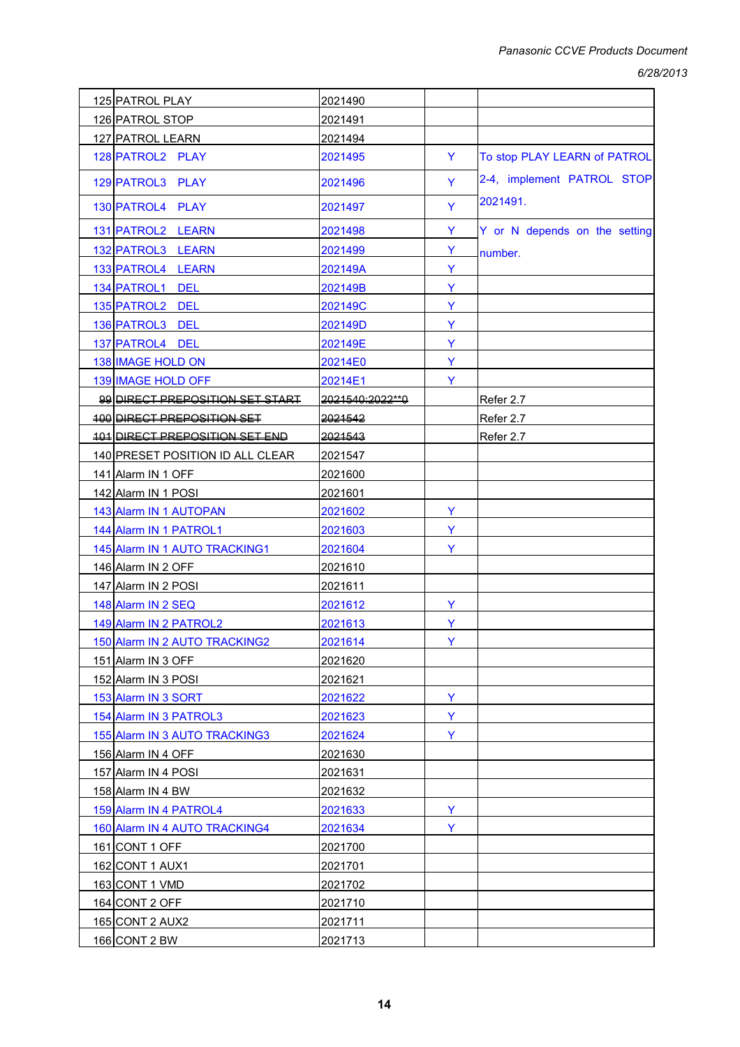| | | | | |
|---|---|---|---|---|
| 125 | PATROL PLAY | 2021490 | | |
| 126 | PATROL STOP | 2021491 | | |
| 127 | PATROL LEARN | 2021494 | | |
| 128 | PATROL2 PLAY | 2021495 | Y | To stop PLAY LEARN of PATROL 2-4, implement PATROL STOP 2021491. |
| 129 | PATROL3 PLAY | 2021496 | Y | |
| 130 | PATROL4 PLAY | 2021497 | Y | |
| 131 | PATROL2 LEARN | 2021498 | Y | Y or N depends on the setting number. |
| 132 | PATROL3 LEARN | 2021499 | Y | |
| 133 | PATROL4 LEARN | 202149A | Y | |
| 134 | PATROL1 DEL | 202149B | Y | |
| 135 | PATROL2 DEL | 202149C | Y | |
| 136 | PATROL3 DEL | 202149D | Y | |
| 137 | PATROL4 DEL | 202149E | Y | |
| 138 | IMAGE HOLD ON | 20214E0 | Y | |
| 139 | IMAGE HOLD OFF | 20214E1 | Y | |
| ~~99~~ | ~~DIRECT PREPOSITION SET START~~ | ~~2021540:2022**0~~ | | Refer 2.7 |
| ~~100~~ | ~~DIRECT PREPOSITION SET~~ | ~~2021542~~ | | Refer 2.7 |
| ~~101~~ | ~~DIRECT PREPOSITION SET END~~ | ~~2021543~~ | | Refer 2.7 |
| 140 | PRESET POSITION ID ALL CLEAR | 2021547 | | |
| 141 | Alarm IN 1 OFF | 2021600 | | |
| 142 | Alarm IN 1 POSI | 2021601 | | |
| 143 | Alarm IN 1 AUTOPAN | 2021602 | Y | |
| 144 | Alarm IN 1 PATROL1 | 2021603 | Y | |
| 145 | Alarm IN 1 AUTO TRACKING1 | 2021604 | Y | |
| 146 | Alarm IN 2 OFF | 2021610 | | |
| 147 | Alarm IN 2 POSI | 2021611 | | |
| 148 | Alarm IN 2 SEQ | 2021612 | Y | |
| 149 | Alarm IN 2 PATROL2 | 2021613 | Y | |
| 150 | Alarm IN 2 AUTO TRACKING2 | 2021614 | Y | |
| 151 | Alarm IN 3 OFF | 2021620 | | |
| 152 | Alarm IN 3 POSI | 2021621 | | |
| 153 | Alarm IN 3 SORT | 2021622 | Y | |
| 154 | Alarm IN 3 PATROL3 | 2021623 | Y | |
| 155 | Alarm IN 3 AUTO TRACKING3 | 2021624 | Y | |
| 156 | Alarm IN 4 OFF | 2021630 | | |
| 157 | Alarm IN 4 POSI | 2021631 | | |
| 158 | Alarm IN 4 BW | 2021632 | | |
| 159 | Alarm IN 4 PATROL4 | 2021633 | Y | |
| 160 | Alarm IN 4 AUTO TRACKING4 | 2021634 | Y | |
| 161 | CONT 1 OFF | 2021700 | | |
| 162 | CONT 1 AUX1 | 2021701 | | |
| 163 | CONT 1 VMD | 2021702 | | |
| 164 | CONT 2 OFF | 2021710 | | |
| 165 | CONT 2 AUX2 | 2021711 | | |
| 166 | CONT 2 BW | 2021713 | | |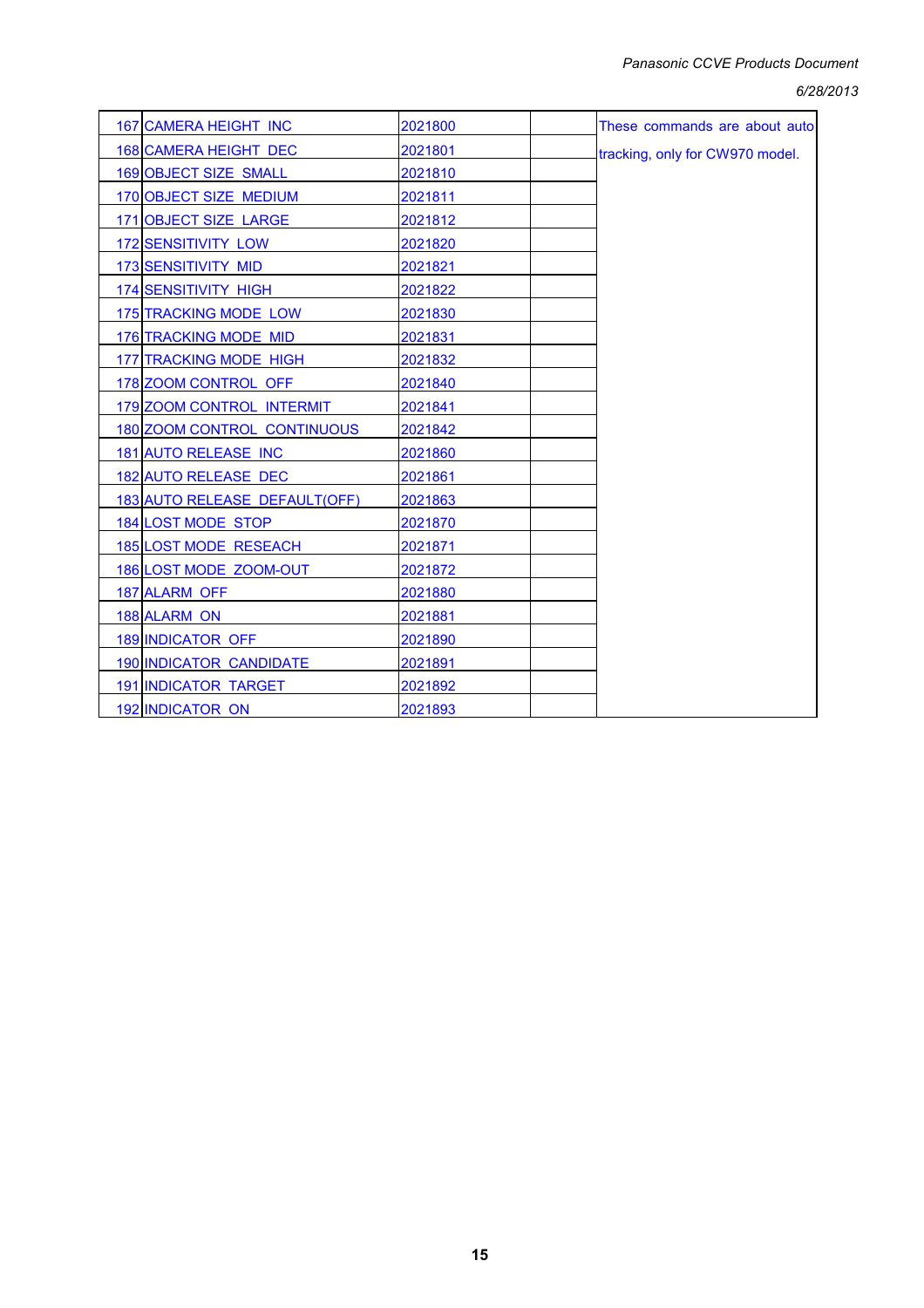| | | | | |
|---|---|---|---|---|
| 167 | CAMERA HEIGHT INC | 2021800 | | These commands are about auto tracking, only for CW970 model. |
| 168 | CAMERA HEIGHT DEC | 2021801 | | |
| 169 | OBJECT SIZE SMALL | 2021810 | | |
| 170 | OBJECT SIZE MEDIUM | 2021811 | | |
| 171 | OBJECT SIZE LARGE | 2021812 | | |
| 172 | SENSITIVITY LOW | 2021820 | | |
| 173 | SENSITIVITY MID | 2021821 | | |
| 174 | SENSITIVITY HIGH | 2021822 | | |
| 175 | TRACKING MODE LOW | 2021830 | | |
| 176 | TRACKING MODE MID | 2021831 | | |
| 177 | TRACKING MODE HIGH | 2021832 | | |
| 178 | ZOOM CONTROL OFF | 2021840 | | |
| 179 | ZOOM CONTROL INTERMIT | 2021841 | | |
| 180 | ZOOM CONTROL CONTINUOUS | 2021842 | | |
| 181 | AUTO RELEASE INC | 2021860 | | |
| 182 | AUTO RELEASE DEC | 2021861 | | |
| 183 | AUTO RELEASE DEFAULT(OFF) | 2021863 | | |
| 184 | LOST MODE STOP | 2021870 | | |
| 185 | LOST MODE RESEACH | 2021871 | | |
| 186 | LOST MODE ZOOM-OUT | 2021872 | | |
| 187 | ALARM OFF | 2021880 | | |
| 188 | ALARM ON | 2021881 | | |
| 189 | INDICATOR OFF | 2021890 | | |
| 190 | INDICATOR CANDIDATE | 2021891 | | |
| 191 | INDICATOR TARGET | 2021892 | | |
| 192 | INDICATOR ON | 2021893 | | |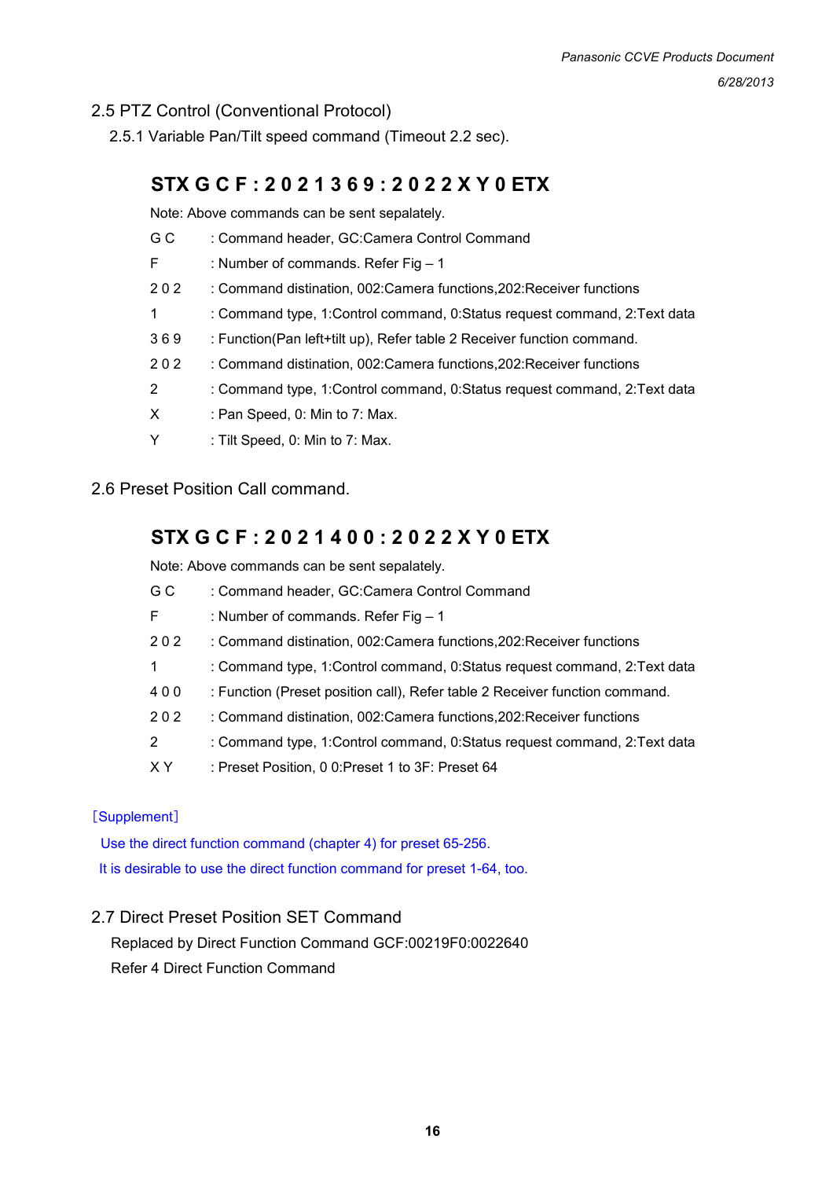## 2.5 PTZ Control (Conventional Protocol)

### 2.5.1 Variable Pan/Tilt speed command (Timeout 2.2 sec).

**STX G C F : 2 0 2 1 3 6 9 : 2 0 2 2 X Y 0 ETX**

Note: Above commands can be sent sepalately.

| | |
|---|---|
| G C | : Command header, GC:Camera Control Command |
| F | : Number of commands. Refer Fig – 1 |
| 2 0 2 | : Command distination, 002:Camera functions,202:Receiver functions |
| 1 | : Command type, 1:Control command, 0:Status request command, 2:Text data |
| 3 6 9 | : Function(Pan left+tilt up), Refer table 2 Receiver function command. |
| 2 0 2 | : Command distination, 002:Camera functions,202:Receiver functions |
| 2 | : Command type, 1:Control command, 0:Status request command, 2:Text data |
| X | : Pan Speed, 0: Min to 7: Max. |
| Y | : Tilt Speed, 0: Min to 7: Max. |

## 2.6 Preset Position Call command.

**STX G C F : 2 0 2 1 4 0 0 : 2 0 2 2 X Y 0 ETX**

Note: Above commands can be sent sepalately.

| | |
|---|---|
| G C | : Command header, GC:Camera Control Command |
| F | : Number of commands. Refer Fig – 1 |
| 2 0 2 | : Command distination, 002:Camera functions,202:Receiver functions |
| 1 | : Command type, 1:Control command, 0:Status request command, 2:Text data |
| 4 0 0 | : Function (Preset position call), Refer table 2 Receiver function command. |
| 2 0 2 | : Command distination, 002:Camera functions,202:Receiver functions |
| 2 | : Command type, 1:Control command, 0:Status request command, 2:Text data |
| X Y | : Preset Position, 0 0:Preset 1 to 3F: Preset 64 |

［Supplement］

Use the direct function command (chapter 4) for preset 65-256.

It is desirable to use the direct function command for preset 1-64, too.

## 2.7 Direct Preset Position SET Command

Replaced by Direct Function Command GCF:00219F0:0022640

Refer 4 Direct Function Command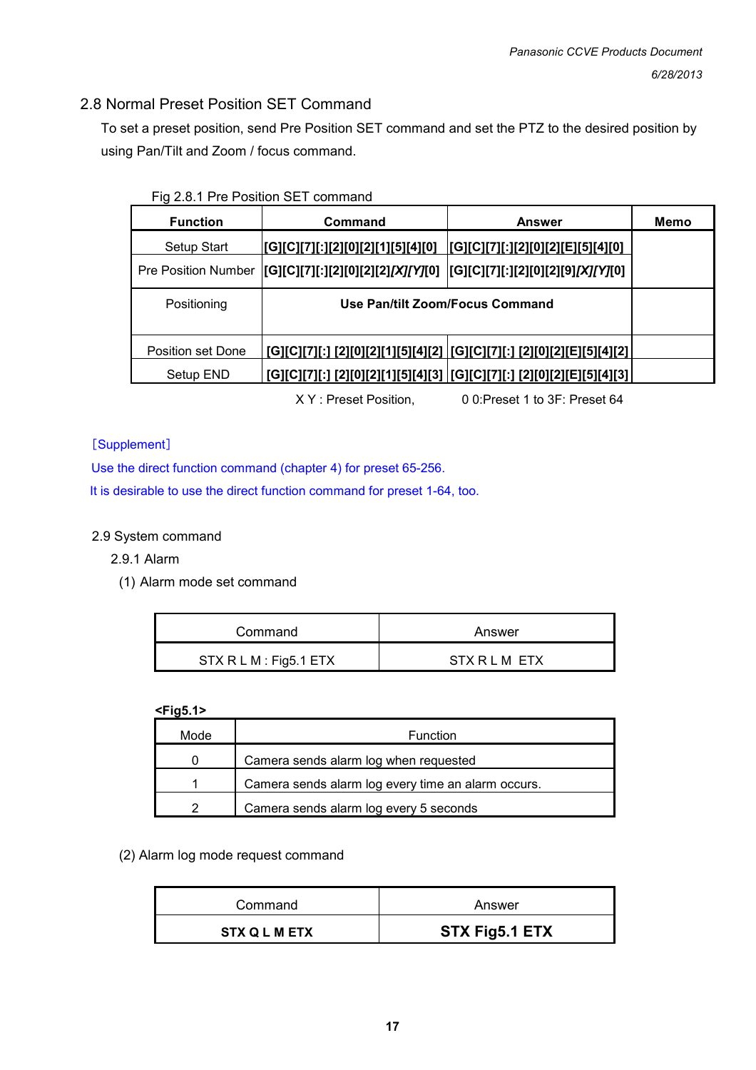## 2.8 Normal Preset Position SET Command

To set a preset position, send Pre Position SET command and set the PTZ to the desired position by using Pan/Tilt and Zoom / focus command.

Fig 2.8.1 Pre Position SET command

| Function | Command | Answer | Memo |
|---|---|---|---|
| Setup Start | [G][C][7][:][2][0][2][1][5][4][0] | [G][C][7][:][2][0][2][E][5][4][0] | |
| Pre Position Number | [G][C][7][:][2][0][2][2]*[X][Y]*[0] | [G][C][7][:][2][0][2][9]*[X][Y]*[0] | |
| Positioning | Use Pan/tilt Zoom/Focus Command | | |
| Position set Done | [G][C][7][:] [2][0][2][1][5][4][2] | [G][C][7][:] [2][0][2][E][5][4][2] | |
| Setup END | [G][C][7][:] [2][0][2][1][5][4][3] | [G][C][7][:] [2][0][2][E][5][4][3] | |

X Y : Preset Position, 0 0:Preset 1 to 3F: Preset 64

[Supplement]

Use the direct function command (chapter 4) for preset 65-256.

It is desirable to use the direct function command for preset 1-64, too.

## 2.9 System command

### 2.9.1 Alarm

(1) Alarm mode set command

| Command | Answer |
|---|---|
| STX R L M : Fig5.1 ETX | STX R L M ETX |

**<Fig5.1>**

| Mode | Function |
|---|---|
| 0 | Camera sends alarm log when requested |
| 1 | Camera sends alarm log every time an alarm occurs. |
| 2 | Camera sends alarm log every 5 seconds |

(2) Alarm log mode request command

| Command | Answer |
|---|---|
| **STX Q L M ETX** | **STX Fig5.1 ETX** |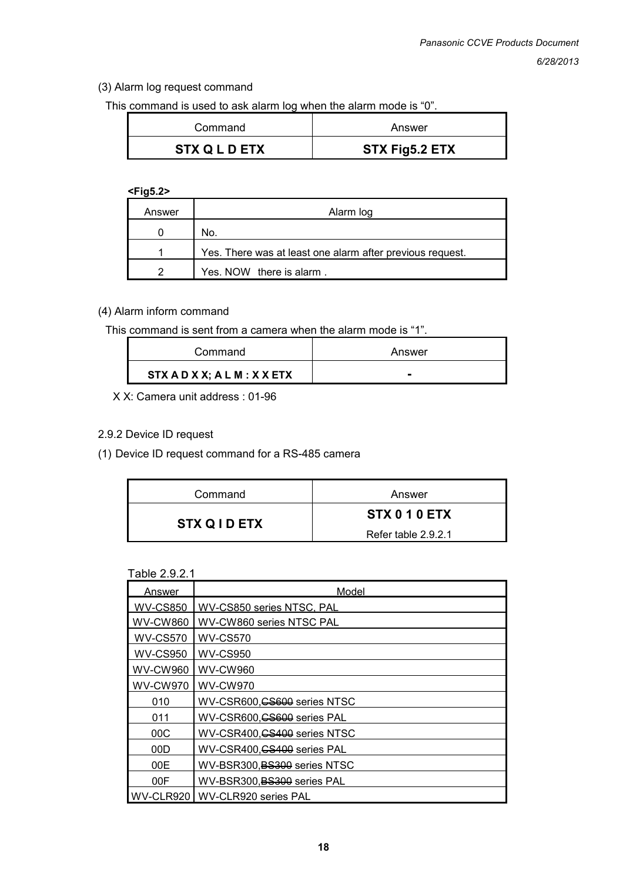(3) Alarm log request command

This command is used to ask alarm log when the alarm mode is “0”.

| Command | Answer |
|---|---|
| **STX Q L D ETX** | **STX Fig5.2 ETX** |

**<Fig5.2>**

| Answer | Alarm log |
|---|---|
| 0 | No. |
| 1 | Yes. There was at least one alarm after previous request. |
| 2 | Yes. NOW there is alarm . |

(4) Alarm inform command

This command is sent from a camera when the alarm mode is “1”.

| Command | Answer |
|---|---|
| **STX A D X X; A L M : X X ETX** | **-** |

X X: Camera unit address : 01-96

2.9.2 Device ID request

(1) Device ID request command for a RS-485 camera

| Command | Answer |
|---|---|
| **STX Q I D ETX** | **STX 0 1 0 ETX** Refer table 2.9.2.1 |

Table 2.9.2.1

| Answer | Model |
|---|---|
| WV-CS850 | WV-CS850 series NTSC, PAL |
| WV-CW860 | WV-CW860 series NTSC PAL |
| WV-CS570 | WV-CS570 |
| WV-CS950 | WV-CS950 |
| WV-CW960 | WV-CW960 |
| WV-CW970 | WV-CW970 |
| 010 | WV-CSR600,~~CS600~~ series NTSC |
| 011 | WV-CSR600,~~CS600~~ series PAL |
| 00C | WV-CSR400,~~CS400~~ series NTSC |
| 00D | WV-CSR400,~~CS400~~ series PAL |
| 00E | WV-BSR300,~~BS300~~ series NTSC |
| 00F | WV-BSR300,~~BS300~~ series PAL |
| WV-CLR920 | WV-CLR920 series PAL |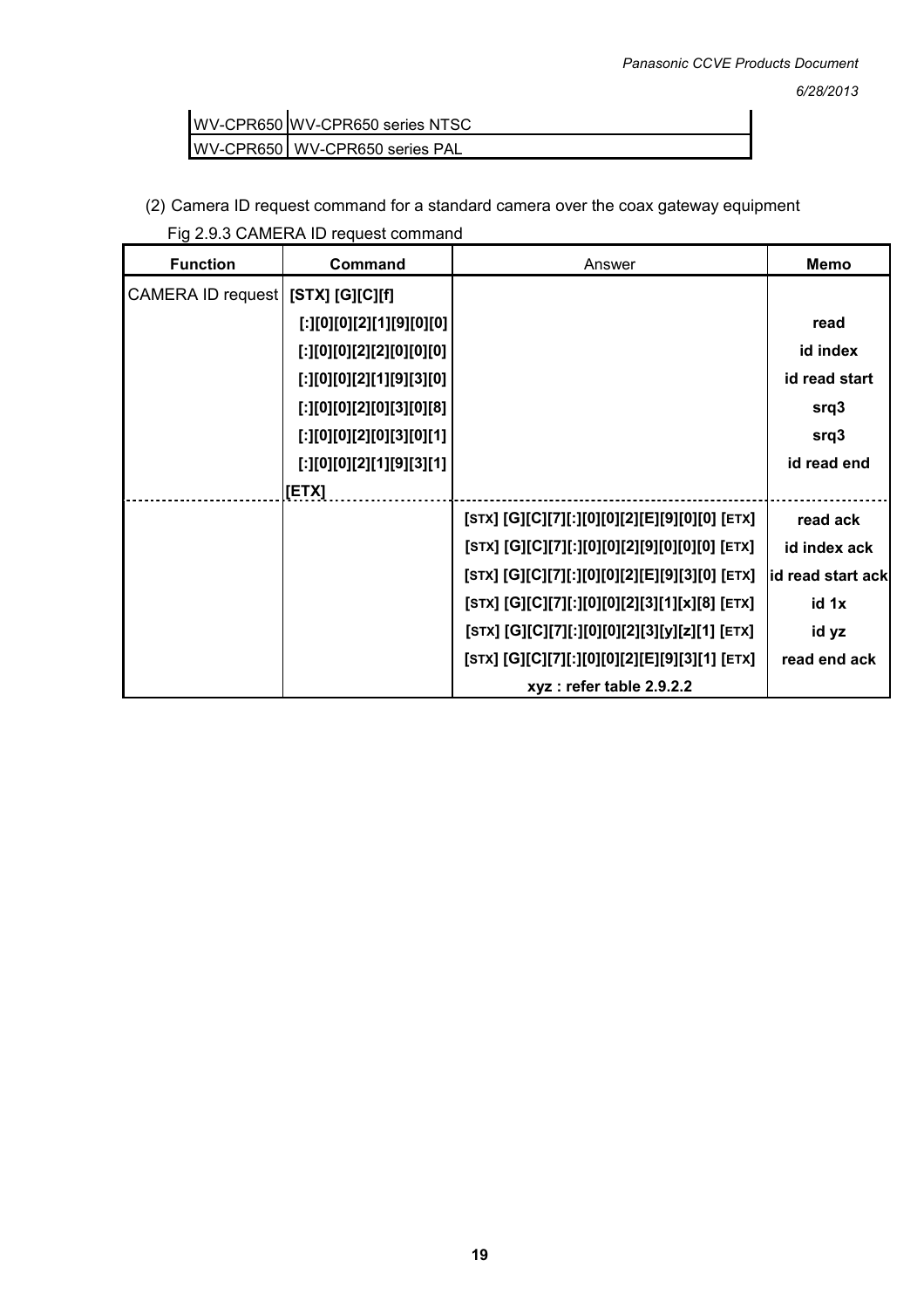| WV-CPR650 | WV-CPR650 series NTSC |
|---|---|
| WV-CPR650 | WV-CPR650 series PAL |

(2) Camera ID request command for a standard camera over the coax gateway equipment

Fig 2.9.3 CAMERA ID request command

| Function | Command | Answer | Memo |
|---|---|---|---|
| CAMERA ID request | **[STX] [G][C][f]** | | |
| | **[:][0][0][2][1][9][0][0]** | | **read** |
| | **[:][0][0][2][2][0][0][0]** | | **id index** |
| | **[:][0][0][2][1][9][3][0]** | | **id read start** |
| | **[:][0][0][2][0][3][0][8]** | | **srq3** |
| | **[:][0][0][2][0][3][0][1]** | | **srq3** |
| | **[:][0][0][2][1][9][3][1]** | | **id read end** |
| | **[ETX]** | | |
| | | **[STX] [G][C][7][:][0][0][2][E][9][0][0] [ETX]** | **read ack** |
| | | **[STX] [G][C][7][:][0][0][2][9][0][0][0] [ETX]** | **id index ack** |
| | | **[STX] [G][C][7][:][0][0][2][E][9][3][0] [ETX]** | **id read start ack** |
| | | **[STX] [G][C][7][:][0][0][2][3][1][x][8] [ETX]** | **id 1x** |
| | | **[STX] [G][C][7][:][0][0][2][3][y][z][1] [ETX]** | **id yz** |
| | | **[STX] [G][C][7][:][0][0][2][E][9][3][1] [ETX]** | **read end ack** |
| | | **xyz : refer table 2.9.2.2** | |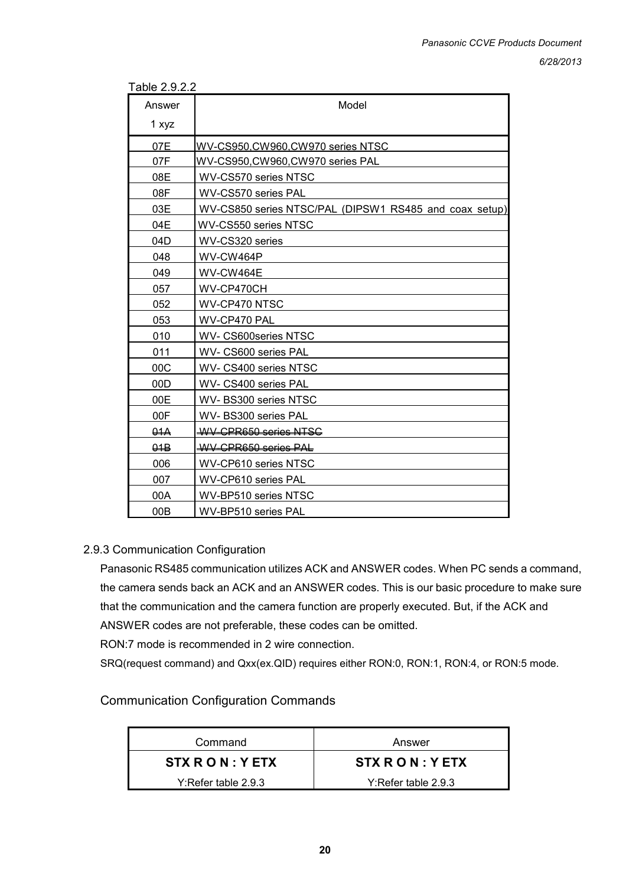Table 2.9.2.2

| Answer 1 xyz | Model |
|---|---|
| 07E | WV-CS950,CW960,CW970 series NTSC |
| 07F | WV-CS950,CW960,CW970 series PAL |
| 08E | WV-CS570 series NTSC |
| 08F | WV-CS570 series PAL |
| 03E | WV-CS850 series NTSC/PAL (DIPSW1 RS485 and coax setup) |
| 04E | WV-CS550 series NTSC |
| 04D | WV-CS320 series |
| 048 | WV-CW464P |
| 049 | WV-CW464E |
| 057 | WV-CP470CH |
| 052 | WV-CP470 NTSC |
| 053 | WV-CP470 PAL |
| 010 | WV- CS600series NTSC |
| 011 | WV- CS600 series PAL |
| 00C | WV- CS400 series NTSC |
| 00D | WV- CS400 series PAL |
| 00E | WV- BS300 series NTSC |
| 00F | WV- BS300 series PAL |
| ~~01A~~ | ~~WV-CPR650 series NTSC~~ |
| ~~01B~~ | ~~WV-CPR650 series PAL~~ |
| 006 | WV-CP610 series NTSC |
| 007 | WV-CP610 series PAL |
| 00A | WV-BP510 series NTSC |
| 00B | WV-BP510 series PAL |

2.9.3 Communication Configuration

Panasonic RS485 communication utilizes ACK and ANSWER codes. When PC sends a command, the camera sends back an ACK and an ANSWER codes. This is our basic procedure to make sure that the communication and the camera function are properly executed. But, if the ACK and ANSWER codes are not preferable, these codes can be omitted.

RON:7 mode is recommended in 2 wire connection.

SRQ(request command) and Qxx(ex.QID) requires either RON:0, RON:1, RON:4, or RON:5 mode.

Communication Configuration Commands

| Command | Answer |
|---|---|
| **STX R O N : Y ETX** | **STX R O N : Y ETX** |
| Y:Refer table 2.9.3 | Y:Refer table 2.9.3 |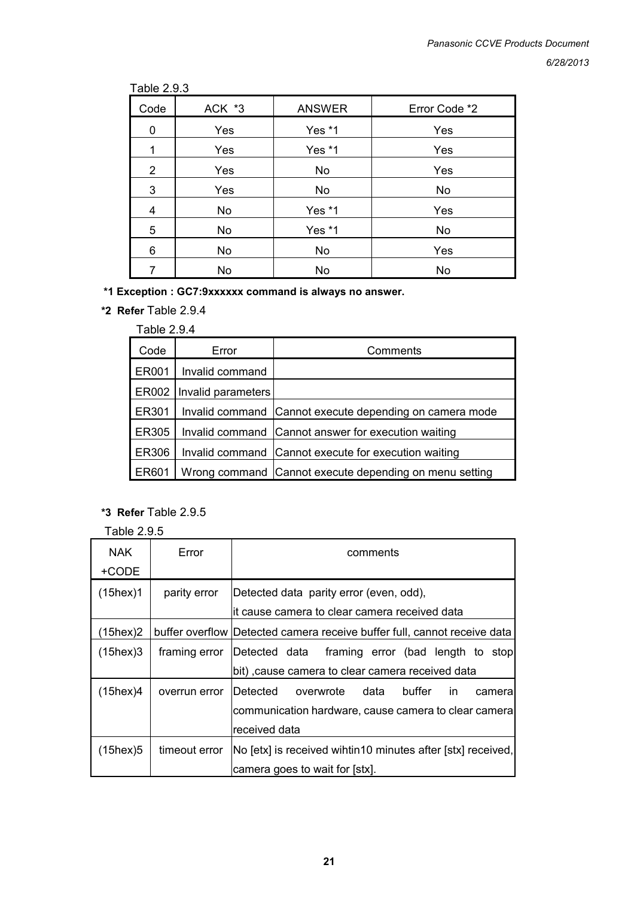Table 2.9.3

| Code | ACK *3 | ANSWER | Error Code *2 |
|---|---|---|---|
| 0 | Yes | Yes *1 | Yes |
| 1 | Yes | Yes *1 | Yes |
| 2 | Yes | No | Yes |
| 3 | Yes | No | No |
| 4 | No | Yes *1 | Yes |
| 5 | No | Yes *1 | No |
| 6 | No | No | Yes |
| 7 | No | No | No |

**\*1 Exception : GC7:9xxxxxx command is always no answer.**

**\*2 Refer** Table 2.9.4

Table 2.9.4

| Code | Error | Comments |
|---|---|---|
| ER001 | Invalid command | |
| ER002 | Invalid parameters | |
| ER301 | Invalid command | Cannot execute depending on camera mode |
| ER305 | Invalid command | Cannot answer for execution waiting |
| ER306 | Invalid command | Cannot execute for execution waiting |
| ER601 | Wrong command | Cannot execute depending on menu setting |

**\*3 Refer** Table 2.9.5

Table 2.9.5

| NAK +CODE | Error | comments |
|---|---|---|
| (15hex)1 | parity error | Detected data parity error (even, odd), it cause camera to clear camera received data |
| (15hex)2 | buffer overflow | Detected camera receive buffer full, cannot receive data |
| (15hex)3 | framing error | Detected data framing error (bad length to stop bit) ,cause camera to clear camera received data |
| (15hex)4 | overrun error | Detected overwrote data buffer in camera communication hardware, cause camera to clear camera received data |
| (15hex)5 | timeout error | No [etx] is received wihtin10 minutes after [stx] received, camera goes to wait for [stx]. |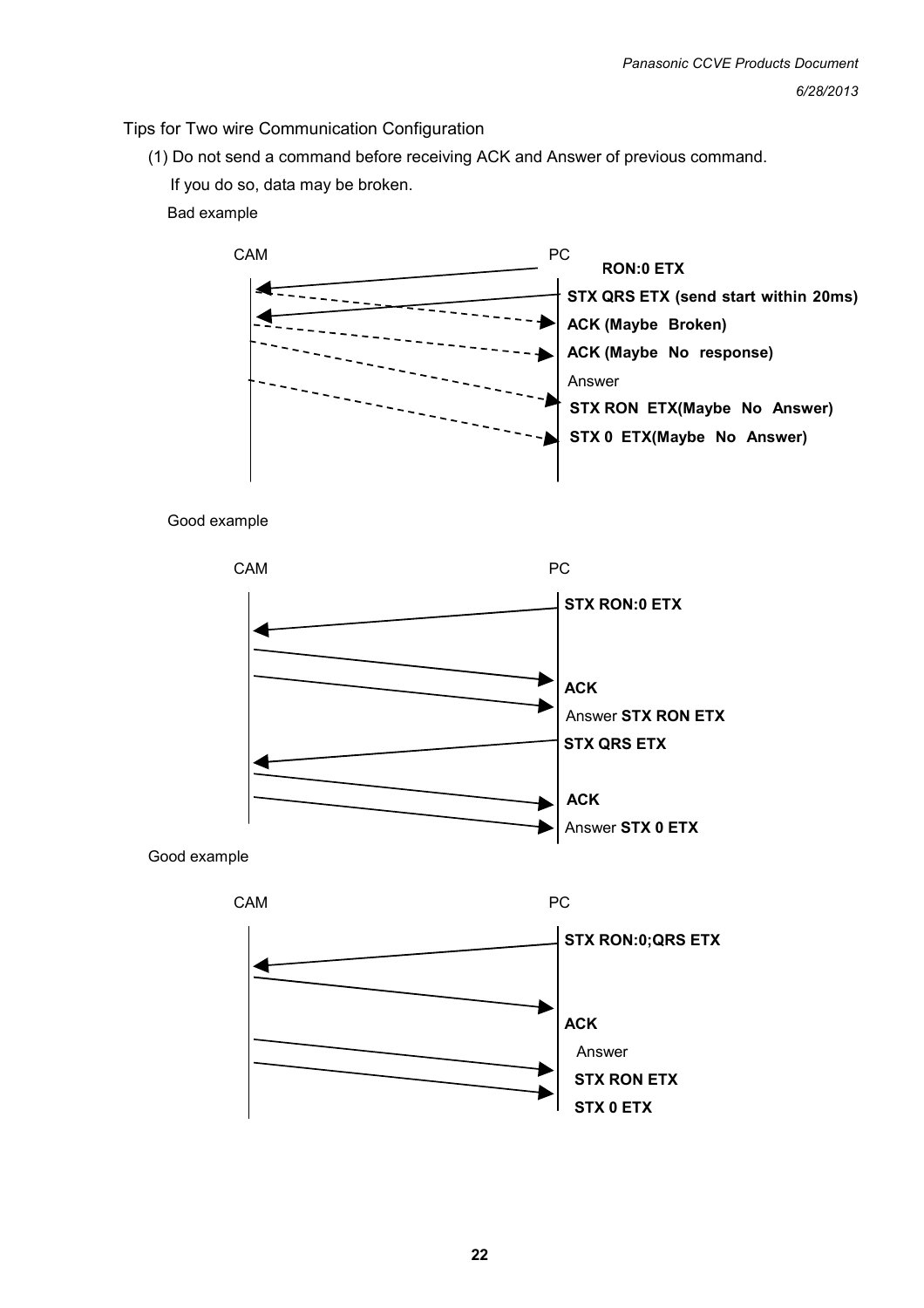Tips for Two wire Communication Configuration

(1) Do not send a command before receiving ACK and Answer of previous command.

If you do so, data may be broken.

Bad example

CAM PC

**RON:0 ETX**

**STX QRS ETX (send start within 20ms)**

**ACK (Maybe Broken)**

**ACK (Maybe No response)**

Answer

**STX RON ETX(Maybe No Answer)**

**STX 0 ETX(Maybe No Answer)**

Good example

CAM PC

**STX RON:0 ETX**

**ACK**

Answer **STX RON ETX**

**STX QRS ETX**

**ACK**

Answer **STX 0 ETX**

Good example

CAM PC

**STX RON:0;QRS ETX**

**ACK**

Answer

**STX RON ETX**

**STX 0 ETX**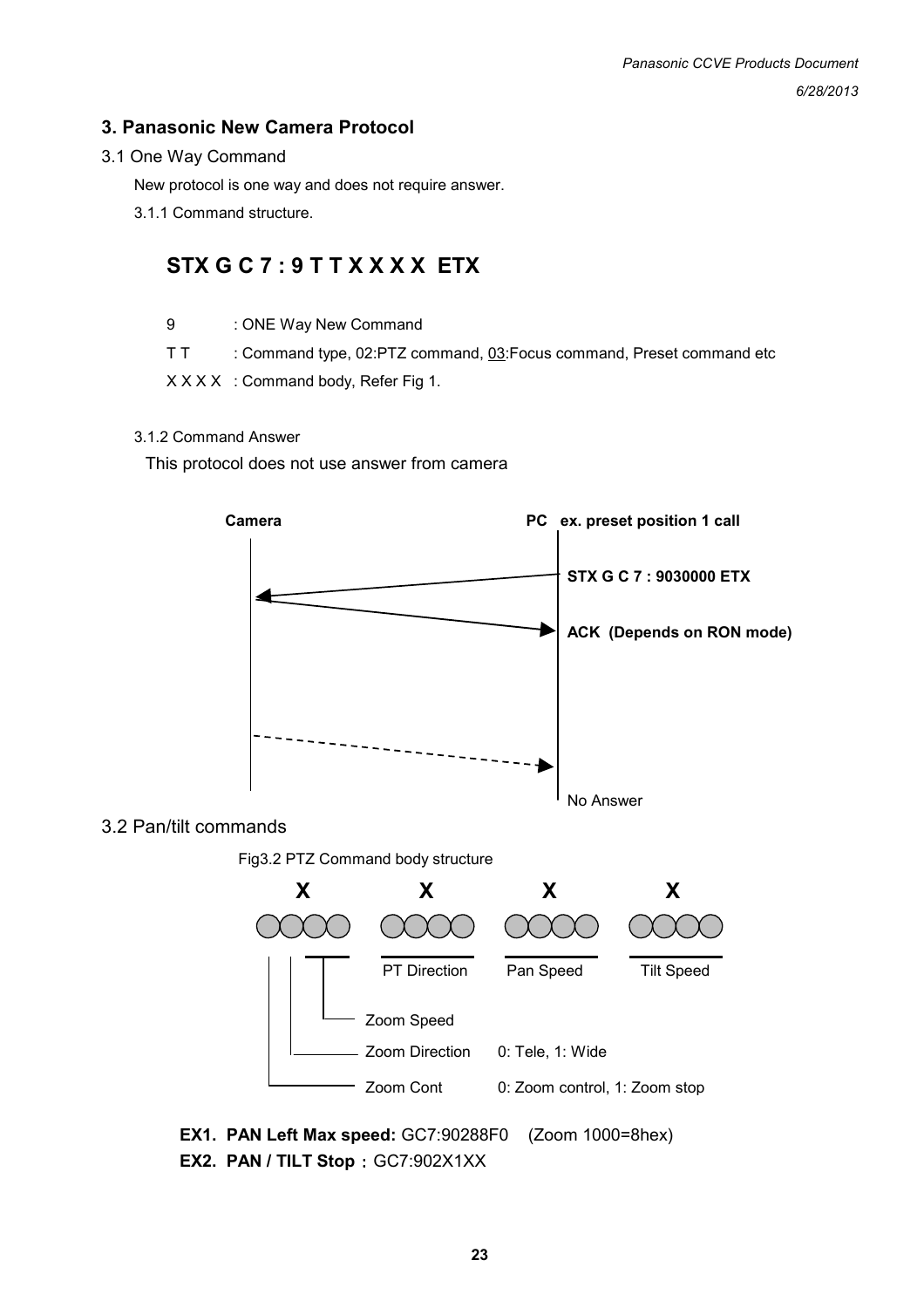## 3. Panasonic New Camera Protocol

### 3.1 One Way Command

New protocol is one way and does not require answer.

3.1.1 Command structure.

**STX G C 7 : 9 T T X X X X ETX**

9 : ONE Way New Command

T T : Command type, 02:PTZ command, 03:Focus command, Preset command etc

X X X X : Command body, Refer Fig 1.

3.1.2 Command Answer

This protocol does not use answer from camera

**Camera** **PC ex. preset position 1 call**

**STX G C 7 : 9030000 ETX**

**ACK (Depends on RON mode)**

No Answer

### 3.2 Pan/tilt commands

Fig3.2 PTZ Command body structure

| X | X | X | X |
|---|---|---|---|
| Zoom Cont / Zoom Direction / Zoom Speed | PT Direction | Pan Speed | Tilt Speed |

- Zoom Speed
- Zoom Direction 0: Tele, 1: Wide
- Zoom Cont 0: Zoom control, 1: Zoom stop

**EX1. PAN Left Max speed:** GC7:90288F0 (Zoom 1000=8hex)

**EX2. PAN / TILT Stop：** GC7:902X1XX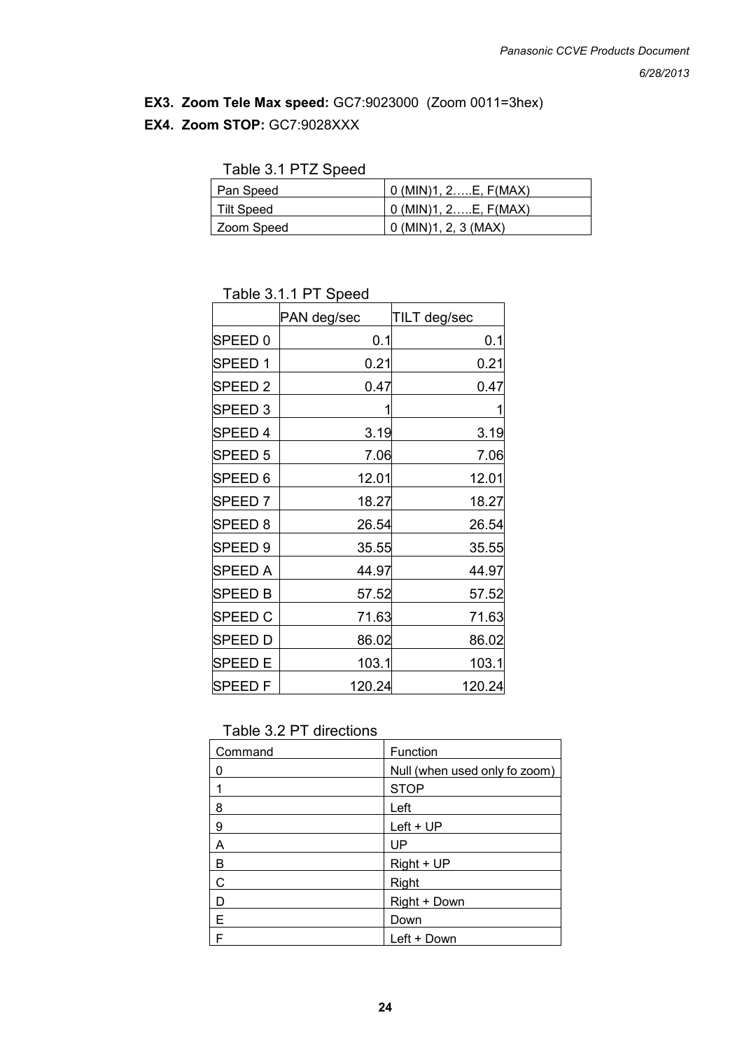**EX3. Zoom Tele Max speed:** GC7:9023000 (Zoom 0011=3hex)

**EX4. Zoom STOP:** GC7:9028XXX

Table 3.1 PTZ Speed

| Pan Speed | 0 (MIN)1, 2…..E, F(MAX) |
|---|---|
| Tilt Speed | 0 (MIN)1, 2…..E, F(MAX) |
| Zoom Speed | 0 (MIN)1, 2, 3 (MAX) |

Table 3.1.1 PT Speed

| | PAN deg/sec | TILT deg/sec |
|---|---|---|
| SPEED 0 | 0.1 | 0.1 |
| SPEED 1 | 0.21 | 0.21 |
| SPEED 2 | 0.47 | 0.47 |
| SPEED 3 | 1 | 1 |
| SPEED 4 | 3.19 | 3.19 |
| SPEED 5 | 7.06 | 7.06 |
| SPEED 6 | 12.01 | 12.01 |
| SPEED 7 | 18.27 | 18.27 |
| SPEED 8 | 26.54 | 26.54 |
| SPEED 9 | 35.55 | 35.55 |
| SPEED A | 44.97 | 44.97 |
| SPEED B | 57.52 | 57.52 |
| SPEED C | 71.63 | 71.63 |
| SPEED D | 86.02 | 86.02 |
| SPEED E | 103.1 | 103.1 |
| SPEED F | 120.24 | 120.24 |

Table 3.2 PT directions

| Command | Function |
|---|---|
| 0 | Null (when used only fo zoom) |
| 1 | STOP |
| 8 | Left |
| 9 | Left + UP |
| A | UP |
| B | Right + UP |
| C | Right |
| D | Right + Down |
| E | Down |
| F | Left + Down |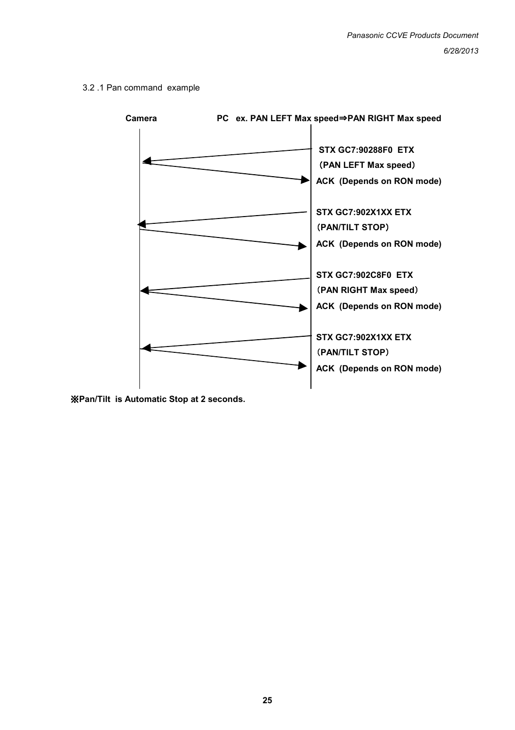3.2 .1 Pan command example

**Camera** **PC ex. PAN LEFT Max speed⇒PAN RIGHT Max speed**

**STX GC7:90288F0 ETX**
**（PAN LEFT Max speed）**
**ACK (Depends on RON mode)**

**STX GC7:902X1XX ETX**
**（PAN/TILT STOP）**
**ACK (Depends on RON mode)**

**STX GC7:902C8F0 ETX**
**（PAN RIGHT Max speed）**
**ACK (Depends on RON mode)**

**STX GC7:902X1XX ETX**
**（PAN/TILT STOP）**
**ACK (Depends on RON mode)**

**※Pan/Tilt is Automatic Stop at 2 seconds.**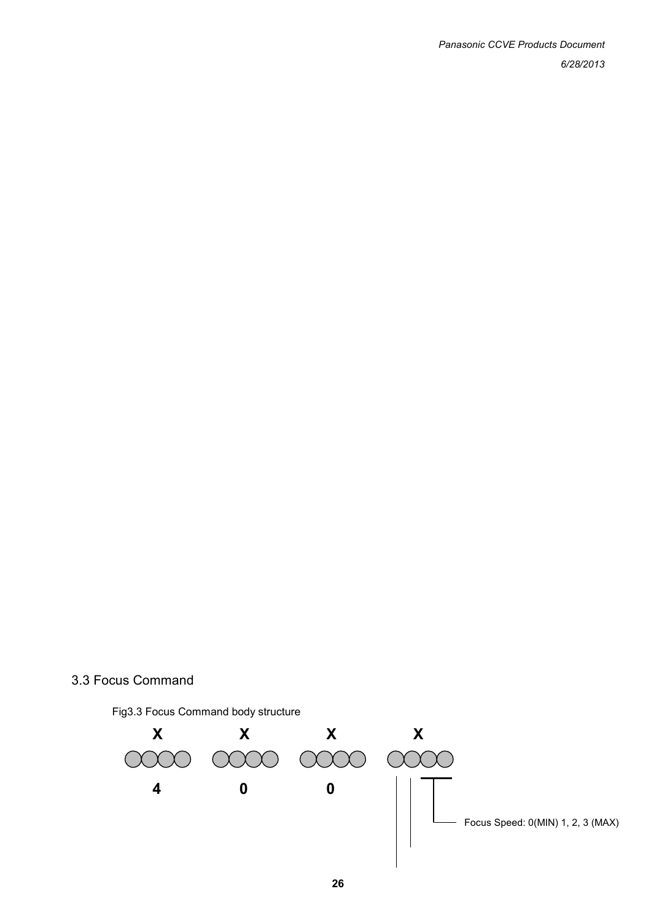## 3.3 Focus Command

Fig3.3 Focus Command body structure

| X | X | X | X |
|---|---|---|---|
| 4 | 0 | 0 | |

Focus Speed: 0(MIN) 1, 2, 3 (MAX)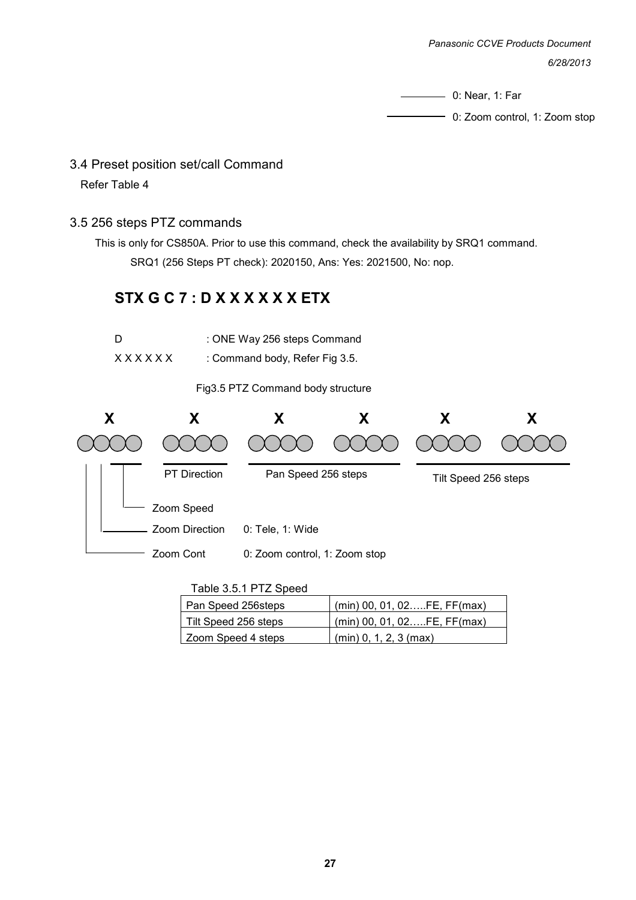0: Near, 1: Far

0: Zoom control, 1: Zoom stop

## 3.4 Preset position set/call Command

Refer Table 4

## 3.5 256 steps PTZ commands

This is only for CS850A. Prior to use this command, check the availability by SRQ1 command.

SRQ1 (256 Steps PT check): 2020150, Ans: Yes: 2021500, No: nop.

### STX G C 7 : D X X X X X X ETX

D : ONE Way 256 steps Command

X X X X X X : Command body, Refer Fig 3.5.

Fig3.5 PTZ Command body structure

X X X X X X

PT Direction

Pan Speed 256 steps

Tilt Speed 256 steps

Zoom Speed

Zoom Direction 0: Tele, 1: Wide

Zoom Cont 0: Zoom control, 1: Zoom stop

Table 3.5.1 PTZ Speed

| Pan Speed 256steps | (min) 00, 01, 02…..FE, FF(max) |
|---|---|
| Tilt Speed 256 steps | (min) 00, 01, 02…..FE, FF(max) |
| Zoom Speed 4 steps | (min) 0, 1, 2, 3 (max) |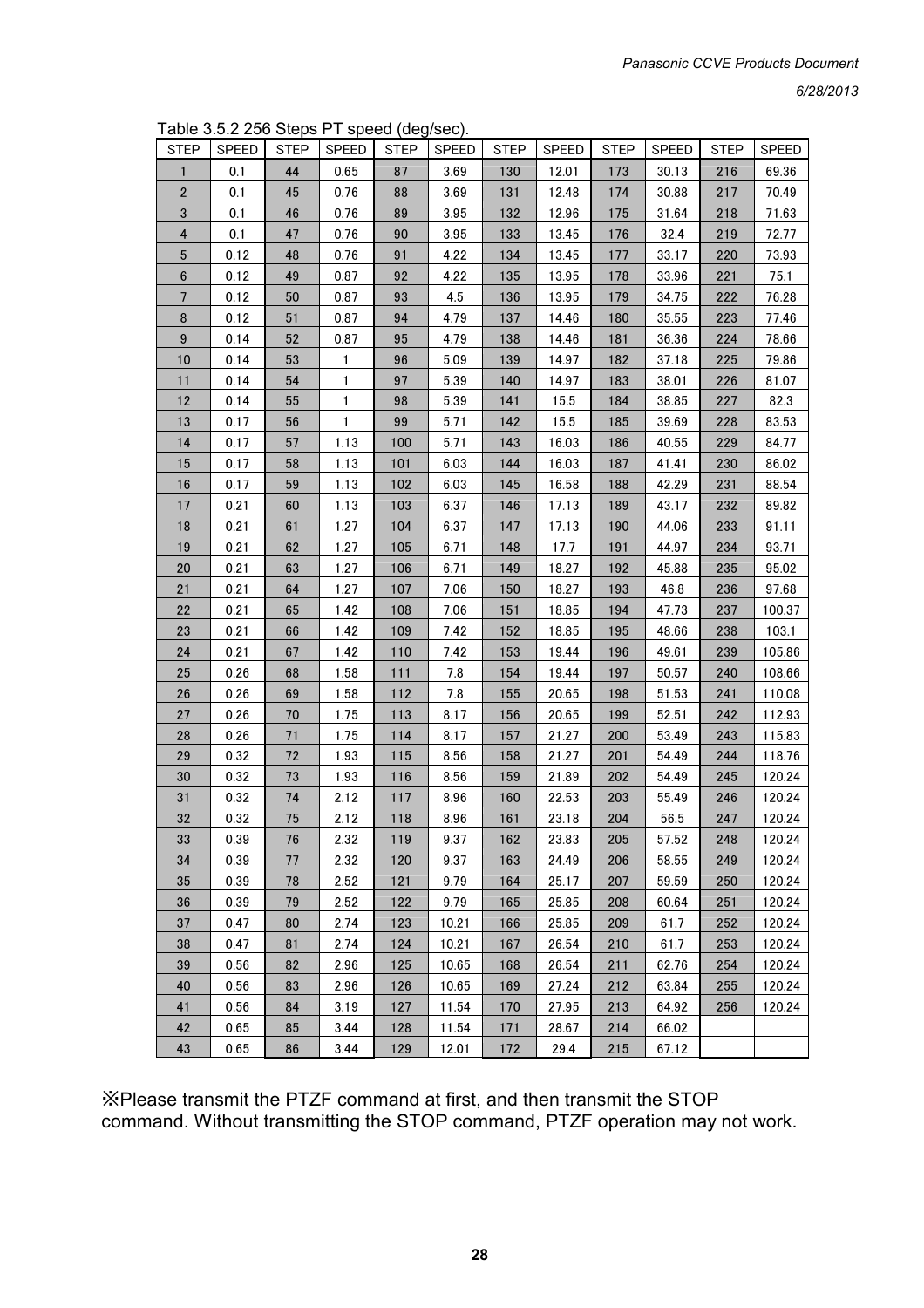Table 3.5.2 256 Steps PT speed (deg/sec).

| STEP | SPEED | STEP | SPEED | STEP | SPEED | STEP | SPEED | STEP | SPEED | STEP | SPEED |
|---|---|---|---|---|---|---|---|---|---|---|---|
| 1 | 0.1 | 44 | 0.65 | 87 | 3.69 | 130 | 12.01 | 173 | 30.13 | 216 | 69.36 |
| 2 | 0.1 | 45 | 0.76 | 88 | 3.69 | 131 | 12.48 | 174 | 30.88 | 217 | 70.49 |
| 3 | 0.1 | 46 | 0.76 | 89 | 3.95 | 132 | 12.96 | 175 | 31.64 | 218 | 71.63 |
| 4 | 0.1 | 47 | 0.76 | 90 | 3.95 | 133 | 13.45 | 176 | 32.4 | 219 | 72.77 |
| 5 | 0.12 | 48 | 0.76 | 91 | 4.22 | 134 | 13.45 | 177 | 33.17 | 220 | 73.93 |
| 6 | 0.12 | 49 | 0.87 | 92 | 4.22 | 135 | 13.95 | 178 | 33.96 | 221 | 75.1 |
| 7 | 0.12 | 50 | 0.87 | 93 | 4.5 | 136 | 13.95 | 179 | 34.75 | 222 | 76.28 |
| 8 | 0.12 | 51 | 0.87 | 94 | 4.79 | 137 | 14.46 | 180 | 35.55 | 223 | 77.46 |
| 9 | 0.14 | 52 | 0.87 | 95 | 4.79 | 138 | 14.46 | 181 | 36.36 | 224 | 78.66 |
| 10 | 0.14 | 53 | 1 | 96 | 5.09 | 139 | 14.97 | 182 | 37.18 | 225 | 79.86 |
| 11 | 0.14 | 54 | 1 | 97 | 5.39 | 140 | 14.97 | 183 | 38.01 | 226 | 81.07 |
| 12 | 0.14 | 55 | 1 | 98 | 5.39 | 141 | 15.5 | 184 | 38.85 | 227 | 82.3 |
| 13 | 0.17 | 56 | 1 | 99 | 5.71 | 142 | 15.5 | 185 | 39.69 | 228 | 83.53 |
| 14 | 0.17 | 57 | 1.13 | 100 | 5.71 | 143 | 16.03 | 186 | 40.55 | 229 | 84.77 |
| 15 | 0.17 | 58 | 1.13 | 101 | 6.03 | 144 | 16.03 | 187 | 41.41 | 230 | 86.02 |
| 16 | 0.17 | 59 | 1.13 | 102 | 6.03 | 145 | 16.58 | 188 | 42.29 | 231 | 88.54 |
| 17 | 0.21 | 60 | 1.13 | 103 | 6.37 | 146 | 17.13 | 189 | 43.17 | 232 | 89.82 |
| 18 | 0.21 | 61 | 1.27 | 104 | 6.37 | 147 | 17.13 | 190 | 44.06 | 233 | 91.11 |
| 19 | 0.21 | 62 | 1.27 | 105 | 6.71 | 148 | 17.7 | 191 | 44.97 | 234 | 93.71 |
| 20 | 0.21 | 63 | 1.27 | 106 | 6.71 | 149 | 18.27 | 192 | 45.88 | 235 | 95.02 |
| 21 | 0.21 | 64 | 1.27 | 107 | 7.06 | 150 | 18.27 | 193 | 46.8 | 236 | 97.68 |
| 22 | 0.21 | 65 | 1.42 | 108 | 7.06 | 151 | 18.85 | 194 | 47.73 | 237 | 100.37 |
| 23 | 0.21 | 66 | 1.42 | 109 | 7.42 | 152 | 18.85 | 195 | 48.66 | 238 | 103.1 |
| 24 | 0.21 | 67 | 1.42 | 110 | 7.42 | 153 | 19.44 | 196 | 49.61 | 239 | 105.86 |
| 25 | 0.26 | 68 | 1.58 | 111 | 7.8 | 154 | 19.44 | 197 | 50.57 | 240 | 108.66 |
| 26 | 0.26 | 69 | 1.58 | 112 | 7.8 | 155 | 20.65 | 198 | 51.53 | 241 | 110.08 |
| 27 | 0.26 | 70 | 1.75 | 113 | 8.17 | 156 | 20.65 | 199 | 52.51 | 242 | 112.93 |
| 28 | 0.26 | 71 | 1.75 | 114 | 8.17 | 157 | 21.27 | 200 | 53.49 | 243 | 115.83 |
| 29 | 0.32 | 72 | 1.93 | 115 | 8.56 | 158 | 21.27 | 201 | 54.49 | 244 | 118.76 |
| 30 | 0.32 | 73 | 1.93 | 116 | 8.56 | 159 | 21.89 | 202 | 54.49 | 245 | 120.24 |
| 31 | 0.32 | 74 | 2.12 | 117 | 8.96 | 160 | 22.53 | 203 | 55.49 | 246 | 120.24 |
| 32 | 0.32 | 75 | 2.12 | 118 | 8.96 | 161 | 23.18 | 204 | 56.5 | 247 | 120.24 |
| 33 | 0.39 | 76 | 2.32 | 119 | 9.37 | 162 | 23.83 | 205 | 57.52 | 248 | 120.24 |
| 34 | 0.39 | 77 | 2.32 | 120 | 9.37 | 163 | 24.49 | 206 | 58.55 | 249 | 120.24 |
| 35 | 0.39 | 78 | 2.52 | 121 | 9.79 | 164 | 25.17 | 207 | 59.59 | 250 | 120.24 |
| 36 | 0.39 | 79 | 2.52 | 122 | 9.79 | 165 | 25.85 | 208 | 60.64 | 251 | 120.24 |
| 37 | 0.47 | 80 | 2.74 | 123 | 10.21 | 166 | 25.85 | 209 | 61.7 | 252 | 120.24 |
| 38 | 0.47 | 81 | 2.74 | 124 | 10.21 | 167 | 26.54 | 210 | 61.7 | 253 | 120.24 |
| 39 | 0.56 | 82 | 2.96 | 125 | 10.65 | 168 | 26.54 | 211 | 62.76 | 254 | 120.24 |
| 40 | 0.56 | 83 | 2.96 | 126 | 10.65 | 169 | 27.24 | 212 | 63.84 | 255 | 120.24 |
| 41 | 0.56 | 84 | 3.19 | 127 | 11.54 | 170 | 27.95 | 213 | 64.92 | 256 | 120.24 |
| 42 | 0.65 | 85 | 3.44 | 128 | 11.54 | 171 | 28.67 | 214 | 66.02 | | |
| 43 | 0.65 | 86 | 3.44 | 129 | 12.01 | 172 | 29.4 | 215 | 67.12 | | |

※Please transmit the PTZF command at first, and then transmit the STOP command. Without transmitting the STOP command, PTZF operation may not work.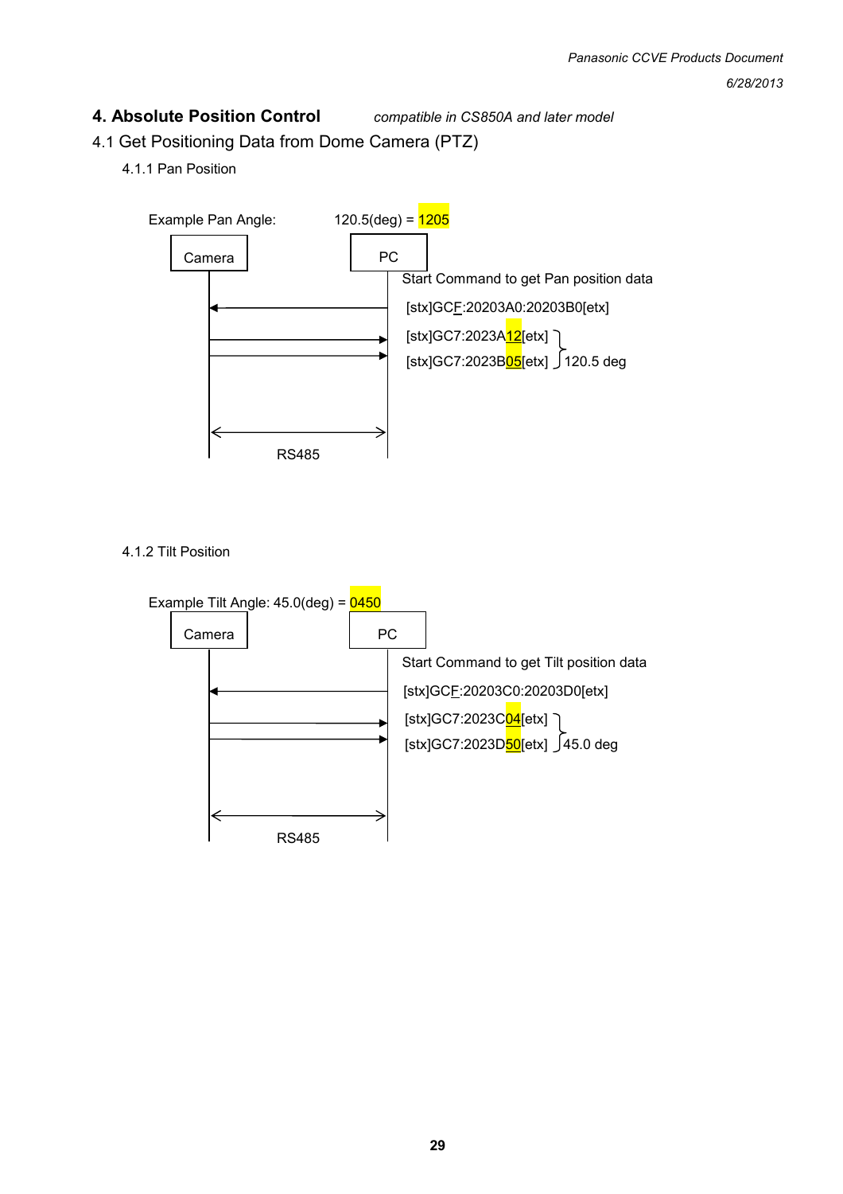# 4. Absolute Position Control

*compatible in CS850A and later model*

## 4.1 Get Positioning Data from Dome Camera (PTZ)

### 4.1.1 Pan Position

Example Pan Angle: 120.5(deg) = 1205

Camera — PC

Start Command to get Pan position data

[stx]GCF:20203A0:20203B0[etx]

[stx]GC7:2023A12[etx]

[stx]GC7:2023B05[etx]

120.5 deg

RS485

### 4.1.2 Tilt Position

Example Tilt Angle: 45.0(deg) = 0450

Camera — PC

Start Command to get Tilt position data

[stx]GCF:20203C0:20203D0[etx]

[stx]GC7:2023C04[etx]

[stx]GC7:2023D50[etx]

45.0 deg

RS485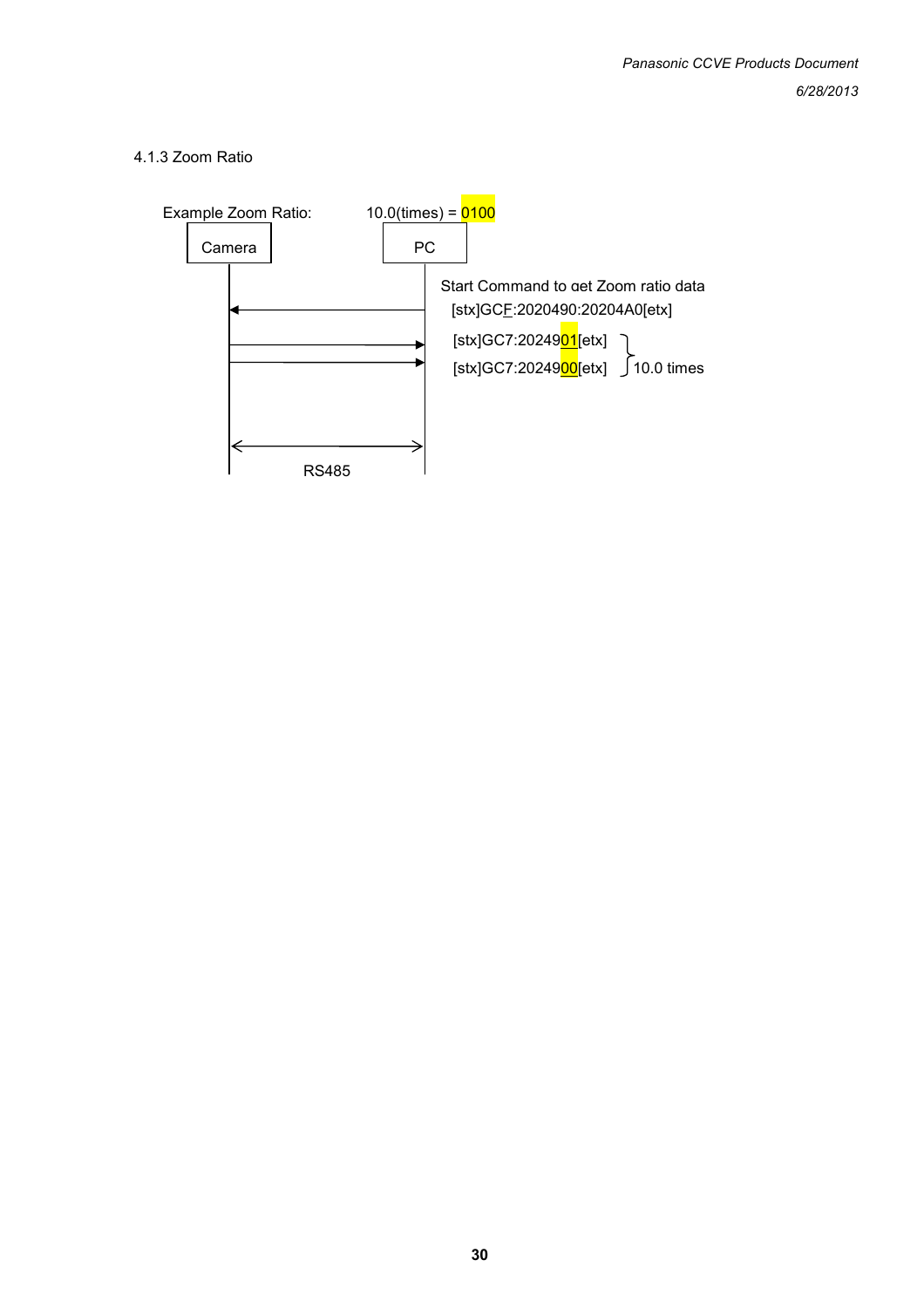4.1.3 Zoom Ratio

Example Zoom Ratio: 10.0(times) = 0100

Camera | PC

Start Command to get Zoom ratio data
[stx]GCF:2020490:20204A0[etx]

[stx]GC7:202490 1[etx]
[stx]GC7:2024900[etx]

10.0 times

RS485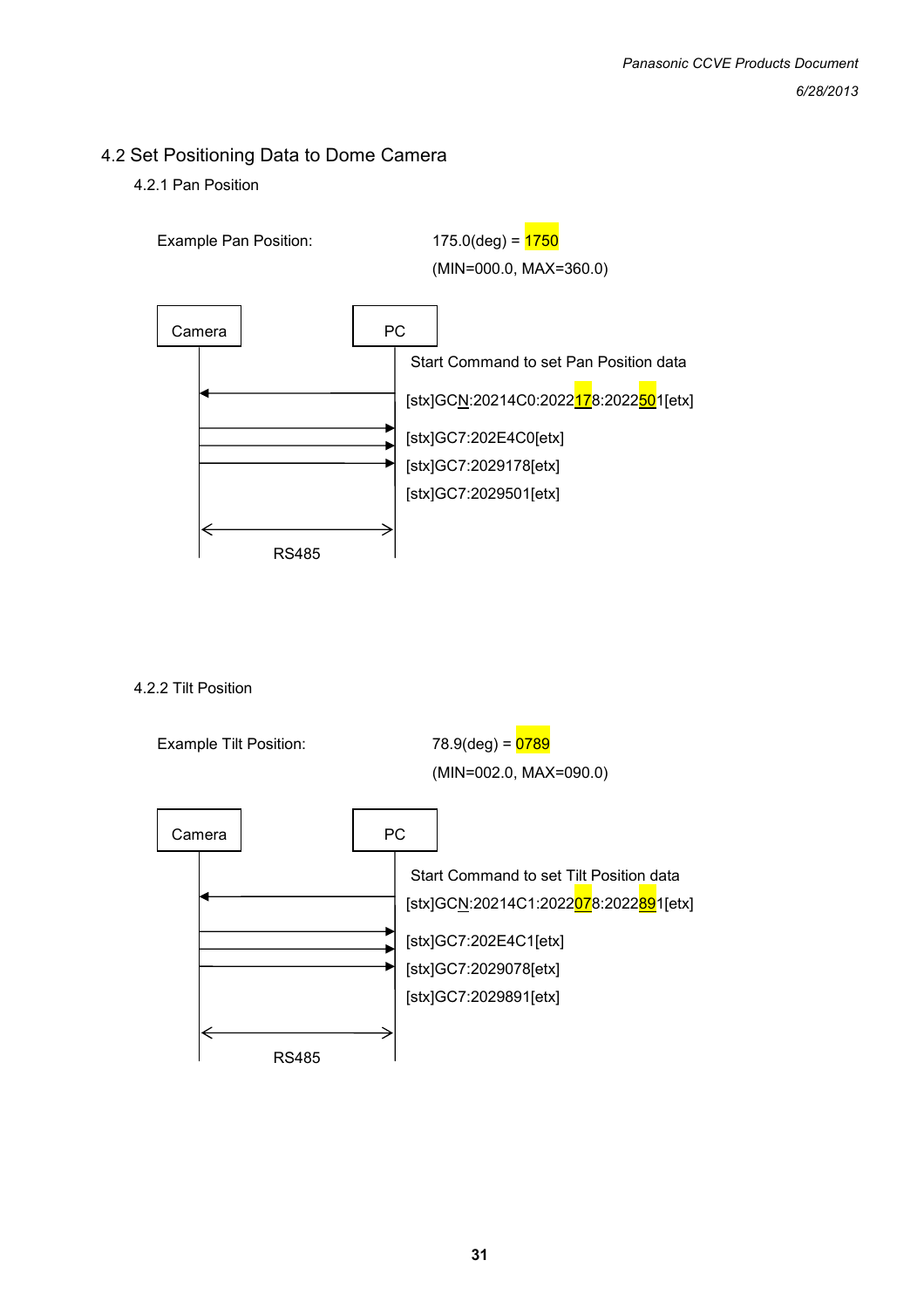## 4.2 Set Positioning Data to Dome Camera

### 4.2.1 Pan Position

Example Pan Position: 175.0(deg) = 1750
(MIN=000.0, MAX=360.0)

Camera | PC

Start Command to set Pan Position data

[stx]GCN:20214C0:2022178:2022501[etx]

[stx]GC7:202E4C0[etx]

[stx]GC7:2029178[etx]

[stx]GC7:2029501[etx]

RS485

### 4.2.2 Tilt Position

Example Tilt Position: 78.9(deg) = 0789
(MIN=002.0, MAX=090.0)

Camera | PC

Start Command to set Tilt Position data

[stx]GCN:20214C1:2022078:2022891[etx]

[stx]GC7:202E4C1[etx]

[stx]GC7:2029078[etx]

[stx]GC7:2029891[etx]

RS485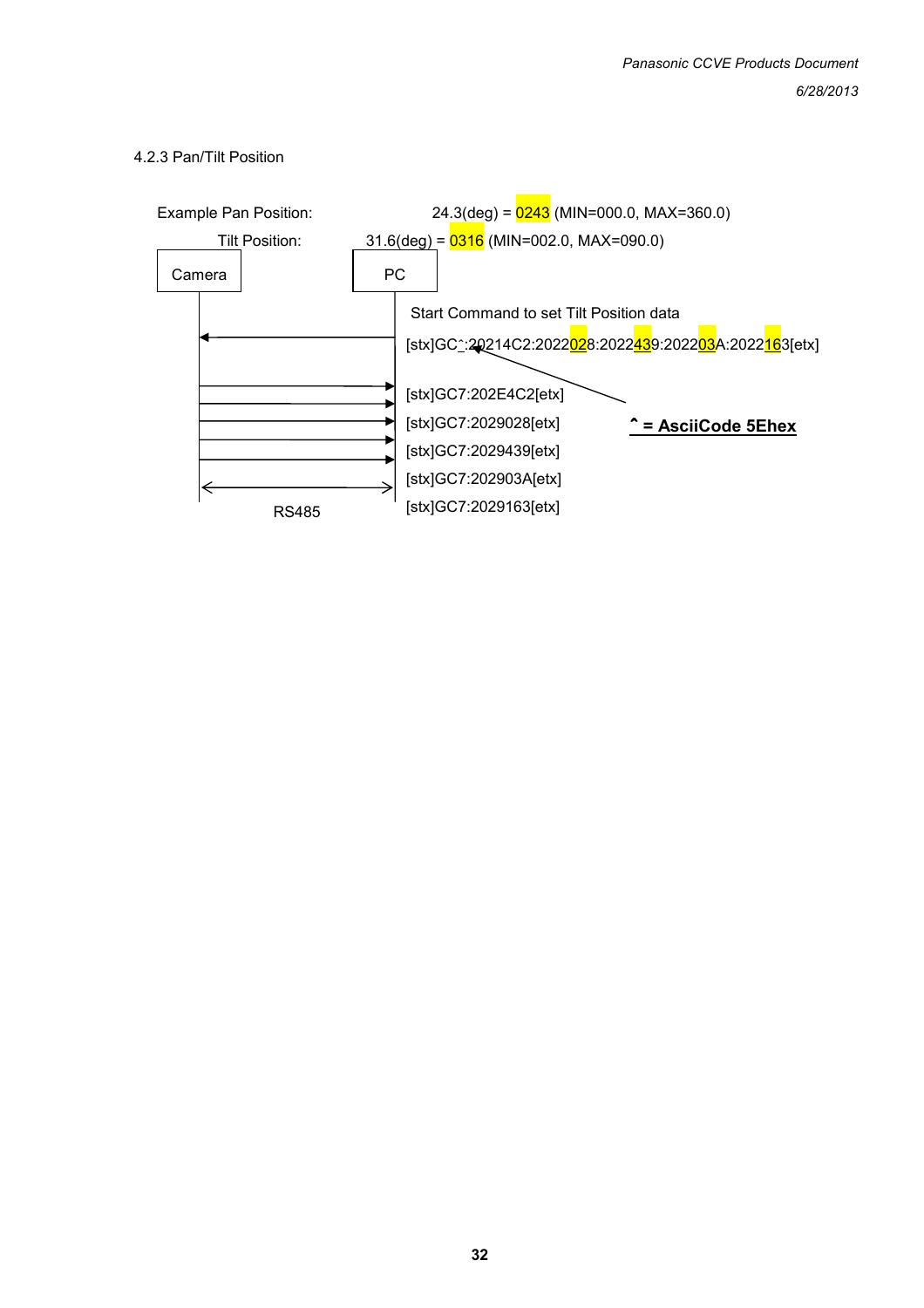4.2.3 Pan/Tilt Position

Example Pan Position: 24.3(deg) = 0243 (MIN=000.0, MAX=360.0)

Tilt Position: 31.6(deg) = 0316 (MIN=002.0, MAX=090.0)

Camera

PC

Start Command to set Tilt Position data

[stx]GC^:20214C2:2022028:2022439:202203A:2022163[etx]

[stx]GC7:202E4C2[etx]

[stx]GC7:2029028[etx]

[stx]GC7:2029439[etx]

[stx]GC7:202903A[etx]

[stx]GC7:2029163[etx]

**^ = AsciiCode 5Ehex**

RS485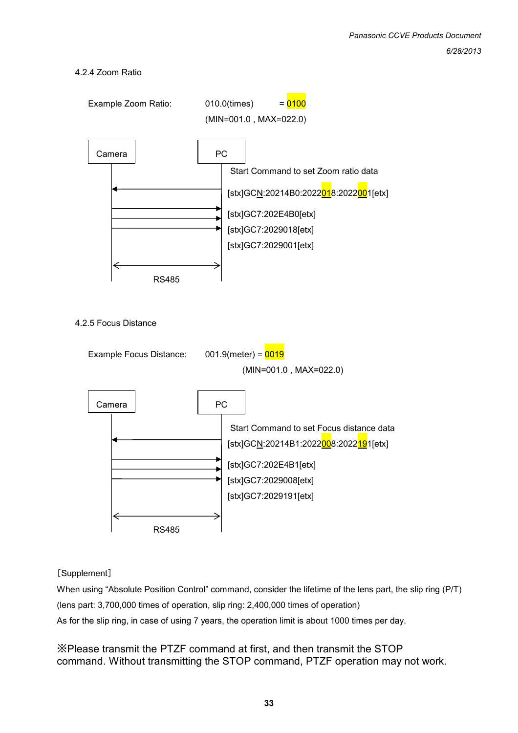4.2.4 Zoom Ratio

Example Zoom Ratio: 010.0(times) = 0100

(MIN=001.0 , MAX=022.0)

Camera | PC

Start Command to set Zoom ratio data

[stx]GCN:20214B0:2022018:2022001[etx]

[stx]GC7:202E4B0[etx]

[stx]GC7:2029018[etx]

[stx]GC7:2029001[etx]

RS485

4.2.5 Focus Distance

Example Focus Distance: 001.9(meter) = 0019

(MIN=001.0 , MAX=022.0)

Camera | PC

Start Command to set Focus distance data

[stx]GCN:20214B1:2022008:2022191[etx]

[stx]GC7:202E4B1[etx]

[stx]GC7:2029008[etx]

[stx]GC7:2029191[etx]

RS485

［Supplement］

When using “Absolute Position Control” command, consider the lifetime of the lens part, the slip ring (P/T)

(lens part: 3,700,000 times of operation, slip ring: 2,400,000 times of operation)

As for the slip ring, in case of using 7 years, the operation limit is about 1000 times per day.

※Please transmit the PTZF command at first, and then transmit the STOP command. Without transmitting the STOP command, PTZF operation may not work.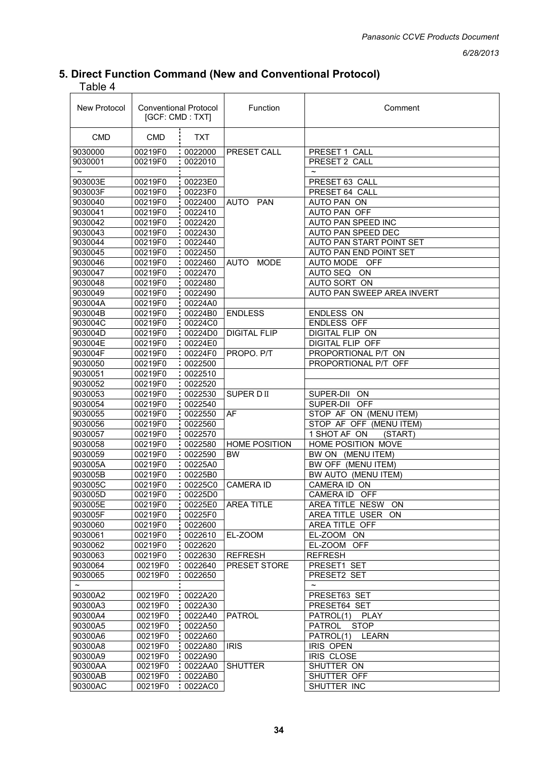## 5. Direct Function Command (New and Conventional Protocol)

Table 4

| New Protocol | Conventional Protocol [GCF: CMD : TXT] | | Function | Comment |
|---|---|---|---|---|
| CMD | CMD | TXT | | |
| 9030000 | 00219F0 | 0022000 | PRESET CALL | PRESET 1 CALL |
| 9030001 | 00219F0 | 0022010 | | PRESET 2 CALL |
| ~ | | | | ~ |
| 903003E | 00219F0 | 00223E0 | | PRESET 63 CALL |
| 903003F | 00219F0 | 00223F0 | | PRESET 64 CALL |
| 9030040 | 00219F0 | 0022400 | AUTO PAN | AUTO PAN ON |
| 9030041 | 00219F0 | 0022410 | | AUTO PAN OFF |
| 9030042 | 00219F0 | 0022420 | | AUTO PAN SPEED INC |
| 9030043 | 00219F0 | 0022430 | | AUTO PAN SPEED DEC |
| 9030044 | 00219F0 | 0022440 | | AUTO PAN START POINT SET |
| 9030045 | 00219F0 | 0022450 | | AUTO PAN END POINT SET |
| 9030046 | 00219F0 | 0022460 | AUTO MODE | AUTO MODE OFF |
| 9030047 | 00219F0 | 0022470 | | AUTO SEQ ON |
| 9030048 | 00219F0 | 0022480 | | AUTO SORT ON |
| 9030049 | 00219F0 | 0022490 | | AUTO PAN SWEEP AREA INVERT |
| 903004A | 00219F0 | 00224A0 | | |
| 903004B | 00219F0 | 00224B0 | ENDLESS | ENDLESS ON |
| 903004C | 00219F0 | 00224C0 | | ENDLESS OFF |
| 903004D | 00219F0 | 00224D0 | DIGITAL FLIP | DIGITAL FLIP ON |
| 903004E | 00219F0 | 00224E0 | | DIGITAL FLIP OFF |
| 903004F | 00219F0 | 00224F0 | PROPO. P/T | PROPORTIONAL P/T ON |
| 9030050 | 00219F0 | 0022500 | | PROPORTIONAL P/T OFF |
| 9030051 | 00219F0 | 0022510 | | |
| 9030052 | 00219F0 | 0022520 | | |
| 9030053 | 00219F0 | 0022530 | SUPER D II | SUPER-DII ON |
| 9030054 | 00219F0 | 0022540 | | SUPER-DII OFF |
| 9030055 | 00219F0 | 0022550 | AF | STOP AF ON (MENU ITEM) |
| 9030056 | 00219F0 | 0022560 | | STOP AF OFF (MENU ITEM) |
| 9030057 | 00219F0 | 0022570 | | 1 SHOT AF ON (START) |
| 9030058 | 00219F0 | 0022580 | HOME POSITION | HOME POSITION MOVE |
| 9030059 | 00219F0 | 0022590 | BW | BW ON (MENU ITEM) |
| 903005A | 00219F0 | 00225A0 | | BW OFF (MENU ITEM) |
| 903005B | 00219F0 | 00225B0 | | BW AUTO (MENU ITEM) |
| 903005C | 00219F0 | 00225C0 | CAMERA ID | CAMERA ID ON |
| 903005D | 00219F0 | 00225D0 | | CAMERA ID OFF |
| 903005E | 00219F0 | 00225E0 | AREA TITLE | AREA TITLE NESW ON |
| 903005F | 00219F0 | 00225F0 | | AREA TITLE USER ON |
| 9030060 | 00219F0 | 0022600 | | AREA TITLE OFF |
| 9030061 | 00219F0 | 0022610 | EL-ZOOM | EL-ZOOM ON |
| 9030062 | 00219F0 | 0022620 | | EL-ZOOM OFF |
| 9030063 | 00219F0 | 0022630 | REFRESH | REFRESH |
| 9030064 | 00219F0 | 0022640 | PRESET STORE | PRESET1 SET |
| 9030065 | 00219F0 | 0022650 | | PRESET2 SET |
| ~ | | | | ~ |
| 90300A2 | 00219F0 | 0022A20 | | PRESET63 SET |
| 90300A3 | 00219F0 | 0022A30 | | PRESET64 SET |
| 90300A4 | 00219F0 | 0022A40 | PATROL | PATROL(1) PLAY |
| 90300A5 | 00219F0 | 0022A50 | | PATROL STOP |
| 90300A6 | 00219F0 | 0022A60 | | PATROL(1) LEARN |
| 90300A8 | 00219F0 | 0022A80 | IRIS | IRIS OPEN |
| 90300A9 | 00219F0 | 0022A90 | | IRIS CLOSE |
| 90300AA | 00219F0 | 0022AA0 | SHUTTER | SHUTTER ON |
| 90300AB | 00219F0 | 0022AB0 | | SHUTTER OFF |
| 90300AC | 00219F0 | 0022AC0 | | SHUTTER INC |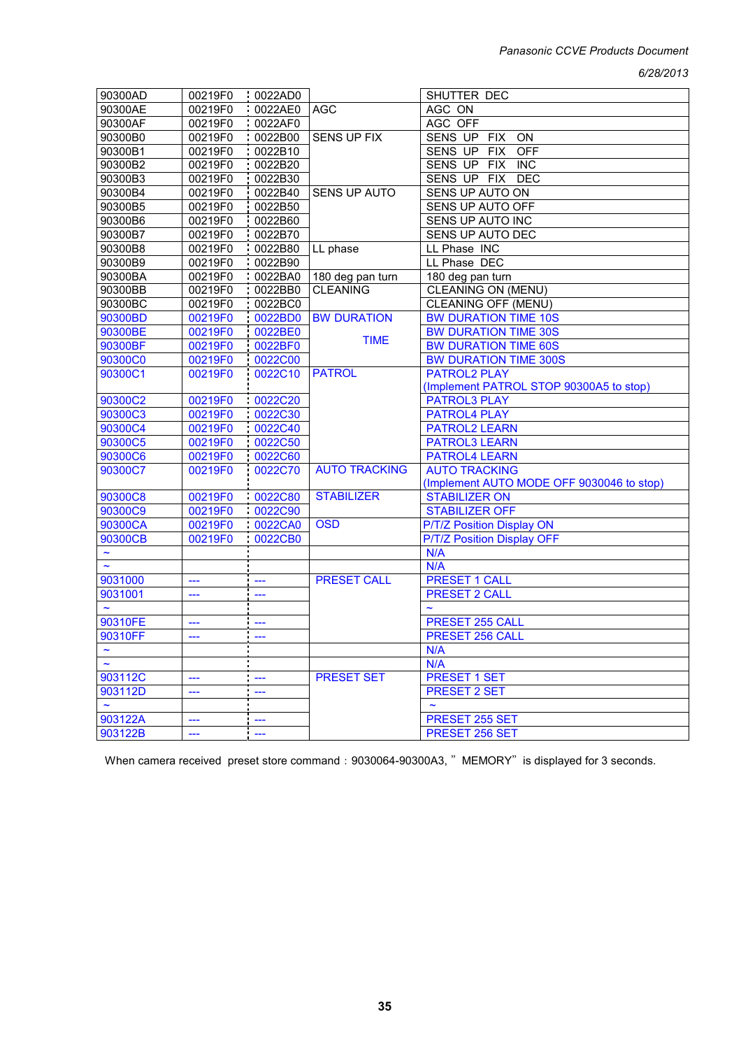| | | | | |
|---|---|---|---|---|
| 90300AD | 00219F0 | 0022AD0 | | SHUTTER DEC |
| 90300AE | 00219F0 | 0022AE0 | AGC | AGC ON |
| 90300AF | 00219F0 | 0022AF0 | | AGC OFF |
| 90300B0 | 00219F0 | 0022B00 | SENS UP FIX | SENS UP FIX ON |
| 90300B1 | 00219F0 | 0022B10 | | SENS UP FIX OFF |
| 90300B2 | 00219F0 | 0022B20 | | SENS UP FIX INC |
| 90300B3 | 00219F0 | 0022B30 | | SENS UP FIX DEC |
| 90300B4 | 00219F0 | 0022B40 | SENS UP AUTO | SENS UP AUTO ON |
| 90300B5 | 00219F0 | 0022B50 | | SENS UP AUTO OFF |
| 90300B6 | 00219F0 | 0022B60 | | SENS UP AUTO INC |
| 90300B7 | 00219F0 | 0022B70 | | SENS UP AUTO DEC |
| 90300B8 | 00219F0 | 0022B80 | LL phase | LL Phase INC |
| 90300B9 | 00219F0 | 0022B90 | | LL Phase DEC |
| 90300BA | 00219F0 | 0022BA0 | 180 deg pan turn | 180 deg pan turn |
| 90300BB | 00219F0 | 0022BB0 | CLEANING | CLEANING ON (MENU) |
| 90300BC | 00219F0 | 0022BC0 | | CLEANING OFF (MENU) |
| 90300BD | 00219F0 | 0022BD0 | BW DURATION TIME | BW DURATION TIME 10S |
| 90300BE | 00219F0 | 0022BE0 | | BW DURATION TIME 30S |
| 90300BF | 00219F0 | 0022BF0 | | BW DURATION TIME 60S |
| 90300C0 | 00219F0 | 0022C00 | | BW DURATION TIME 300S |
| 90300C1 | 00219F0 | 0022C10 | PATROL | PATROL2 PLAY (Implement PATROL STOP 90300A5 to stop) |
| 90300C2 | 00219F0 | 0022C20 | | PATROL3 PLAY |
| 90300C3 | 00219F0 | 0022C30 | | PATROL4 PLAY |
| 90300C4 | 00219F0 | 0022C40 | | PATROL2 LEARN |
| 90300C5 | 00219F0 | 0022C50 | | PATROL3 LEARN |
| 90300C6 | 00219F0 | 0022C60 | | PATROL4 LEARN |
| 90300C7 | 00219F0 | 0022C70 | AUTO TRACKING | AUTO TRACKING (Implement AUTO MODE OFF 9030046 to stop) |
| 90300C8 | 00219F0 | 0022C80 | STABILIZER | STABILIZER ON |
| 90300C9 | 00219F0 | 0022C90 | | STABILIZER OFF |
| 90300CA | 00219F0 | 0022CA0 | OSD | P/T/Z Position Display ON |
| 90300CB | 00219F0 | 0022CB0 | | P/T/Z Position Display OFF |
| ~ | | | | N/A |
| ~ | | | | N/A |
| 9031000 | --- | --- | PRESET CALL | PRESET 1 CALL |
| 9031001 | --- | --- | | PRESET 2 CALL |
| ~ | | | | ~ |
| 90310FE | --- | --- | | PRESET 255 CALL |
| 90310FF | --- | --- | | PRESET 256 CALL |
| ~ | | | | N/A |
| ~ | | | | N/A |
| 903112C | --- | --- | PRESET SET | PRESET 1 SET |
| 903112D | --- | --- | | PRESET 2 SET |
| ~ | | | | ~ |
| 903122A | --- | --- | | PRESET 255 SET |
| 903122B | --- | --- | | PRESET 256 SET |

When camera received preset store command：9030064-90300A3, ” MEMORY” is displayed for 3 seconds.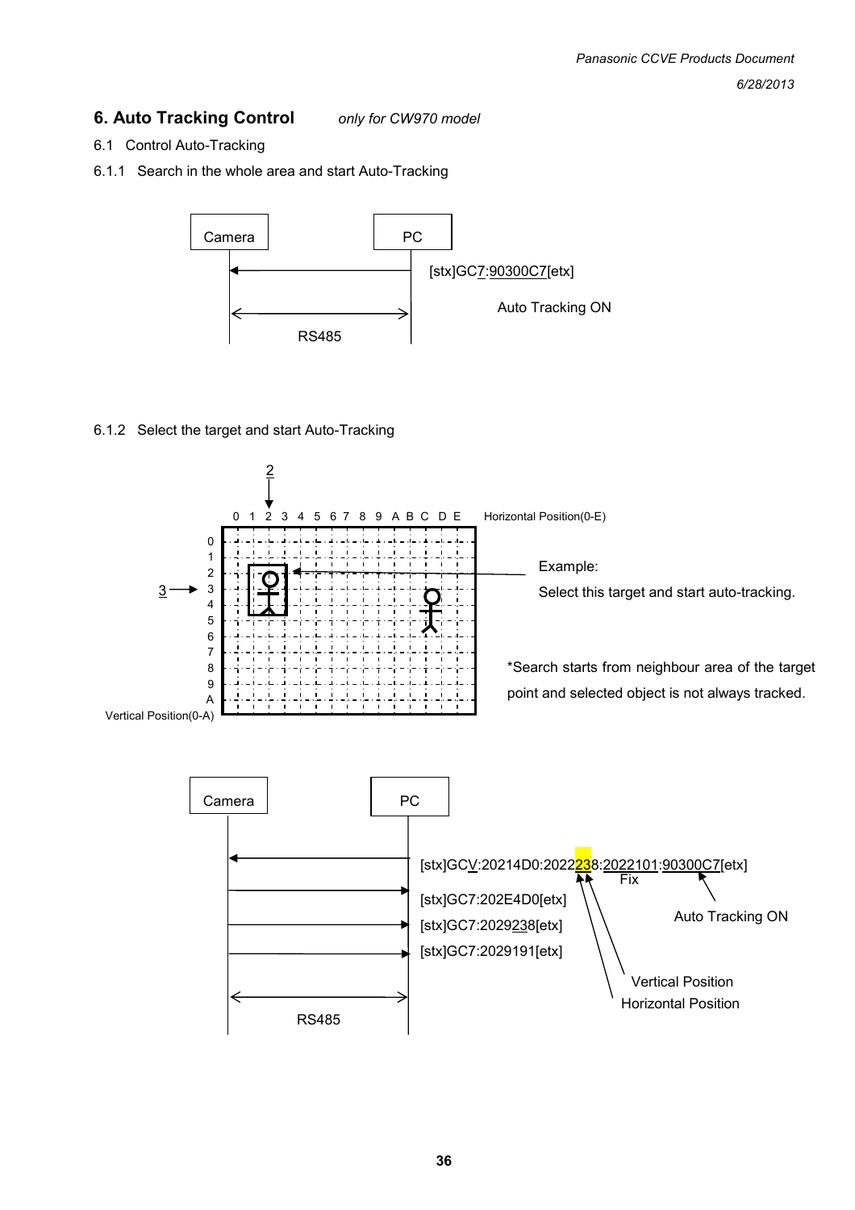## 6. Auto Tracking Control *only for CW970 model*

6.1 Control Auto-Tracking

6.1.1 Search in the whole area and start Auto-Tracking

Camera | PC

[stx]GC7:90300C7[etx]

Auto Tracking ON

RS485

6.1.2 Select the target and start Auto-Tracking

2

0 1 2 3 4 5 6 7 8 9 A B C D E Horizontal Position(0-E)

3

0 1 2 3 4 5 6 7 8 9 A

Vertical Position(0-A)

Example:

Select this target and start auto-tracking.

*Search starts from neighbour area of the target point and selected object is not always tracked.

Camera | PC

[stx]GCV:20214D0:2022238:2022101:90300C7[etx]

Fix

Auto Tracking ON

[stx]GC7:202E4D0[etx]

[stx]GC7:2029238[etx]

[stx]GC7:2029191[etx]

Vertical Position

Horizontal Position

RS485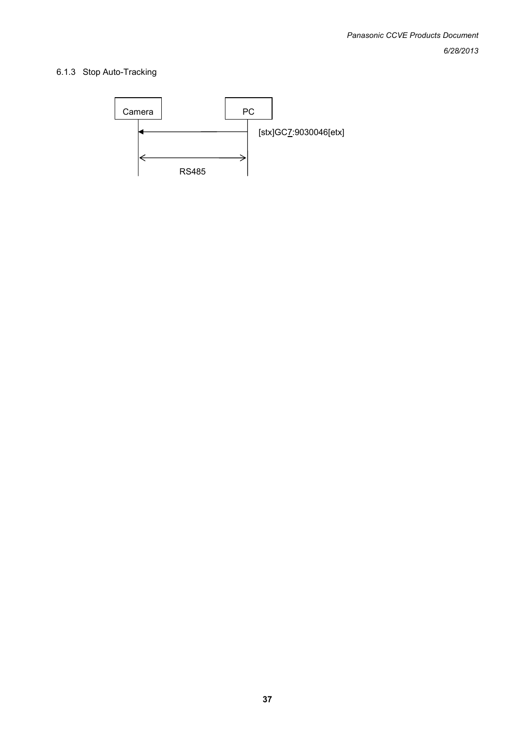### 6.1.3 Stop Auto-Tracking

Camera

PC

[stx]GC7:9030046[etx]

RS485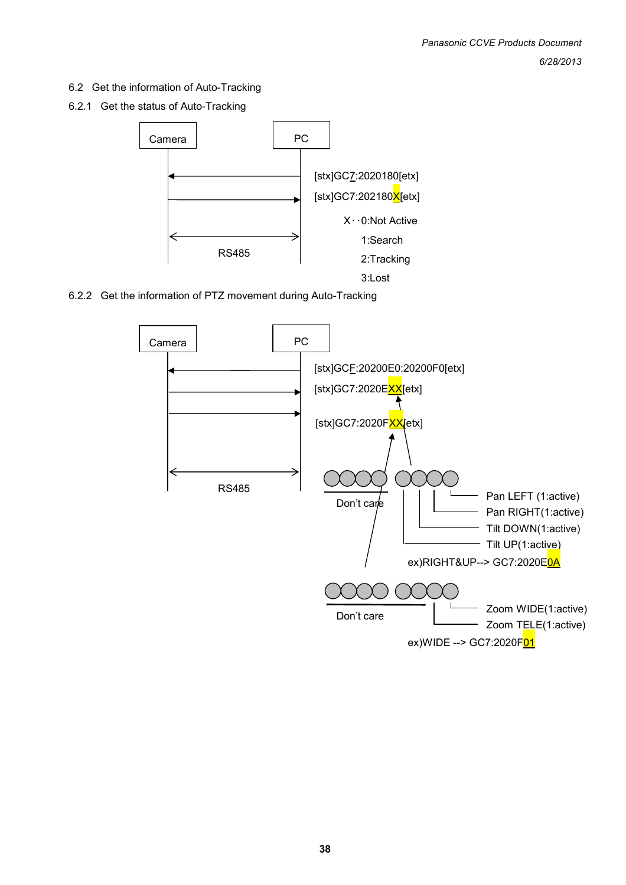## 6.2 Get the information of Auto-Tracking

### 6.2.1 Get the status of Auto-Tracking

Camera ← PC: [stx]GC7:2020180[etx]

Camera → PC: [stx]GC7:202180X[etx]

X・・0:Not Active
1:Search
2:Tracking
3:Lost

RS485

### 6.2.2 Get the information of PTZ movement during Auto-Tracking

Camera ← PC: [stx]GCF:20200E0:20200F0[etx]

Camera → PC: [stx]GC7:2020EXX[etx]

Camera → PC: [stx]GC7:2020FXX[etx]

RS485

2020EXX bits (upper 4 bits: Don't care):
- Pan LEFT (1:active)
- Pan RIGHT(1:active)
- Tilt DOWN(1:active)
- Tilt UP(1:active)

ex)RIGHT&UP--> GC7:2020E0A

2020FXX bits (upper 6 bits: Don't care):
- Zoom WIDE(1:active)
- Zoom TELE(1:active)

ex)WIDE --> GC7:2020F01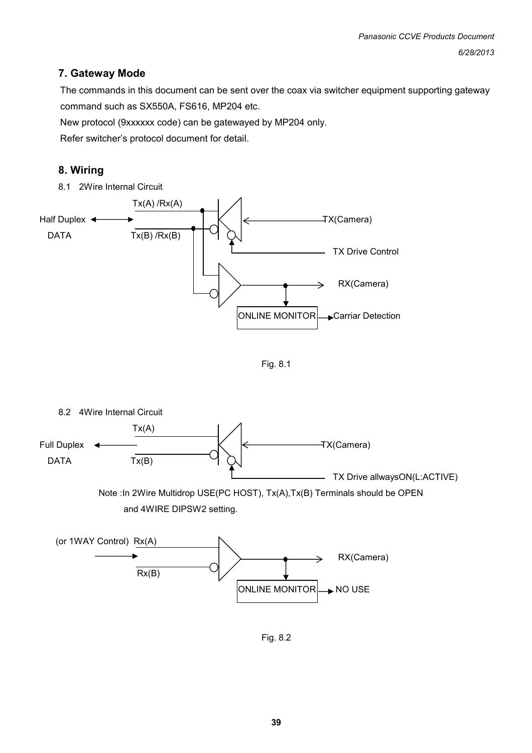## 7. Gateway Mode

The commands in this document can be sent over the coax via switcher equipment supporting gateway command such as SX550A, FS616, MP204 etc.

New protocol (9xxxxxx code) can be gatewayed by MP204 only.

Refer switcher's protocol document for detail.

## 8. Wiring

8.1 2Wire Internal Circuit

Tx(A) /Rx(A)

Half Duplex

DATA

Tx(B) /Rx(B)

TX(Camera)

TX Drive Control

RX(Camera)

ONLINE MONITOR

Carriar Detection

Fig. 8.1

8.2 4Wire Internal Circuit

Tx(A)

Full Duplex

DATA

Tx(B)

TX(Camera)

TX Drive allwaysON(L:ACTIVE)

Note :In 2Wire Multidrop USE(PC HOST), Tx(A),Tx(B) Terminals should be OPEN and 4WIRE DIPSW2 setting.

(or 1WAY Control) Rx(A)

Rx(B)

RX(Camera)

ONLINE MONITOR

NO USE

Fig. 8.2